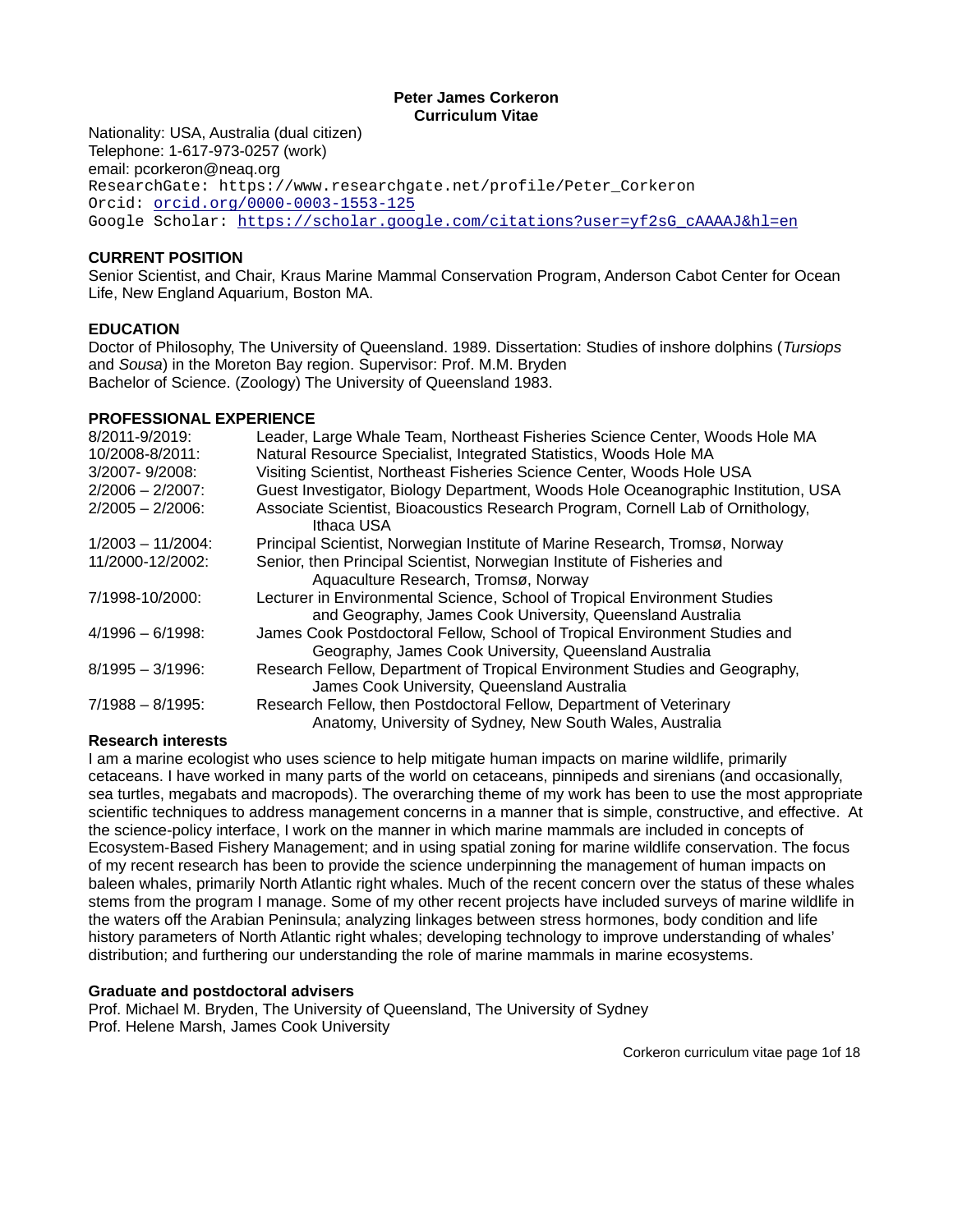**Peter James Corkeron**
**Curriculum Vitae**

Nationality: USA, Australia (dual citizen)
Telephone: 1-617-973-0257 (work)
email: pcorkeron@neaq.org
ResearchGate: https://www.researchgate.net/profile/Peter_Corkeron
Orcid: orcid.org/0000-0003-1553-125
Google Scholar: https://scholar.google.com/citations?user=yf2sG_cAAAAJ&hl=en

## CURRENT POSITION

Senior Scientist, and Chair, Kraus Marine Mammal Conservation Program, Anderson Cabot Center for Ocean Life, New England Aquarium, Boston MA.

## EDUCATION

Doctor of Philosophy, The University of Queensland. 1989. Dissertation: Studies of inshore dolphins (*Tursiops* and *Sousa*) in the Moreton Bay region. Supervisor: Prof. M.M. Bryden
Bachelor of Science. (Zoology) The University of Queensland 1983.

## PROFESSIONAL EXPERIENCE

| | |
|---|---|
| 8/2011-9/2019: | Leader, Large Whale Team, Northeast Fisheries Science Center, Woods Hole MA |
| 10/2008-8/2011: | Natural Resource Specialist, Integrated Statistics, Woods Hole MA |
| 3/2007- 9/2008: | Visiting Scientist, Northeast Fisheries Science Center, Woods Hole USA |
| 2/2006 – 2/2007: | Guest Investigator, Biology Department, Woods Hole Oceanographic Institution, USA |
| 2/2005 – 2/2006: | Associate Scientist, Bioacoustics Research Program, Cornell Lab of Ornithology, Ithaca USA |
| 1/2003 – 11/2004: | Principal Scientist, Norwegian Institute of Marine Research, Tromsø, Norway |
| 11/2000-12/2002: | Senior, then Principal Scientist, Norwegian Institute of Fisheries and Aquaculture Research, Tromsø, Norway |
| 7/1998-10/2000: | Lecturer in Environmental Science, School of Tropical Environment Studies and Geography, James Cook University, Queensland Australia |
| 4/1996 – 6/1998: | James Cook Postdoctoral Fellow, School of Tropical Environment Studies and Geography, James Cook University, Queensland Australia |
| 8/1995 – 3/1996: | Research Fellow, Department of Tropical Environment Studies and Geography, James Cook University, Queensland Australia |
| 7/1988 – 8/1995: | Research Fellow, then Postdoctoral Fellow, Department of Veterinary Anatomy, University of Sydney, New South Wales, Australia |

### Research interests

I am a marine ecologist who uses science to help mitigate human impacts on marine wildlife, primarily cetaceans. I have worked in many parts of the world on cetaceans, pinnipeds and sirenians (and occasionally, sea turtles, megabats and macropods). The overarching theme of my work has been to use the most appropriate scientific techniques to address management concerns in a manner that is simple, constructive, and effective. At the science-policy interface, I work on the manner in which marine mammals are included in concepts of Ecosystem-Based Fishery Management; and in using spatial zoning for marine wildlife conservation. The focus of my recent research has been to provide the science underpinning the management of human impacts on baleen whales, primarily North Atlantic right whales. Much of the recent concern over the status of these whales stems from the program I manage. Some of my other recent projects have included surveys of marine wildlife in the waters off the Arabian Peninsula; analyzing linkages between stress hormones, body condition and life history parameters of North Atlantic right whales; developing technology to improve understanding of whales' distribution; and furthering our understanding the role of marine mammals in marine ecosystems.

### Graduate and postdoctoral advisers

Prof. Michael M. Bryden, The University of Queensland, The University of Sydney
Prof. Helene Marsh, James Cook University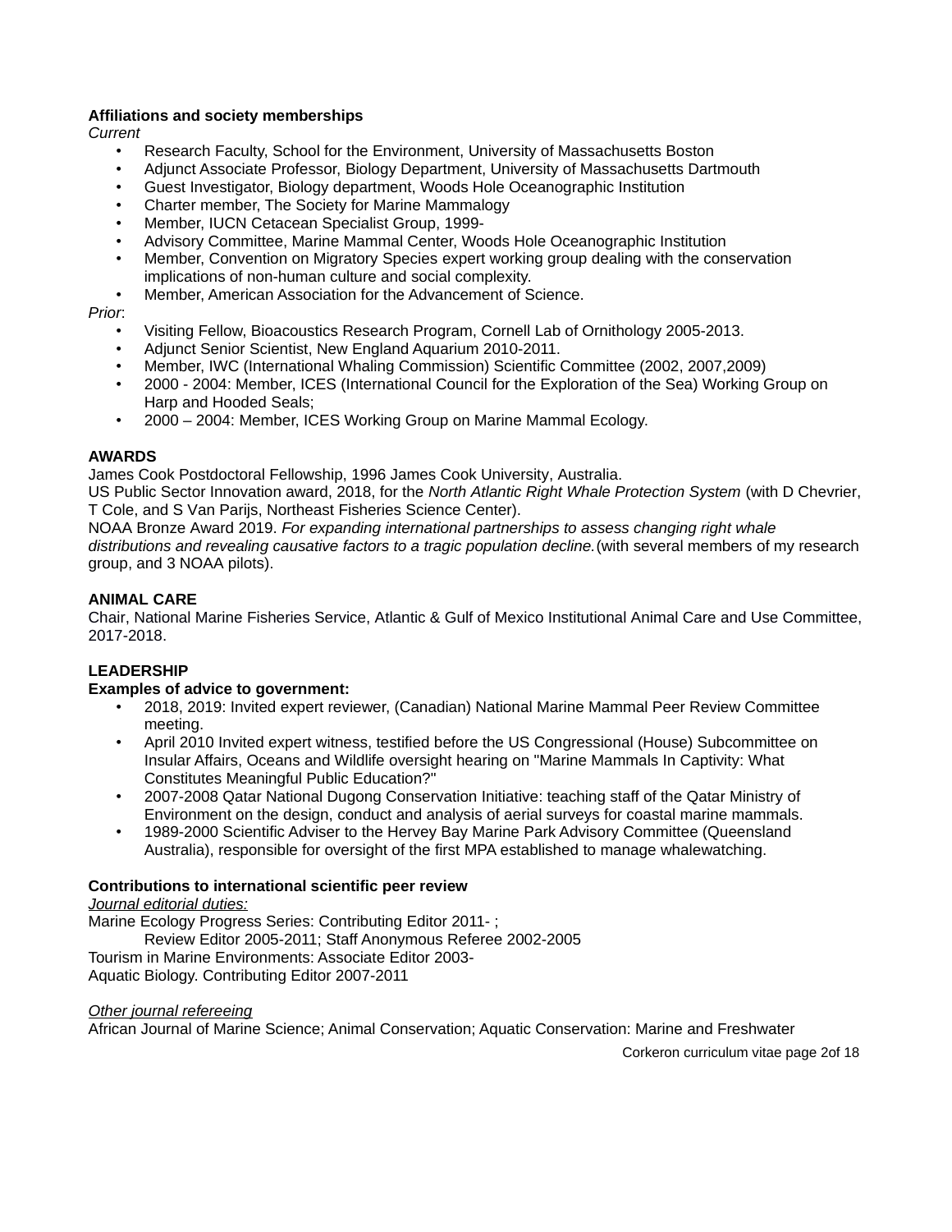**Affiliations and society memberships**

*Current*

- Research Faculty, School for the Environment, University of Massachusetts Boston
- Adjunct Associate Professor, Biology Department, University of Massachusetts Dartmouth
- Guest Investigator, Biology department, Woods Hole Oceanographic Institution
- Charter member, The Society for Marine Mammalogy
- Member, IUCN Cetacean Specialist Group, 1999-
- Advisory Committee, Marine Mammal Center, Woods Hole Oceanographic Institution
- Member, Convention on Migratory Species expert working group dealing with the conservation implications of non-human culture and social complexity.
- Member, American Association for the Advancement of Science.

*Prior*:

- Visiting Fellow, Bioacoustics Research Program, Cornell Lab of Ornithology 2005-2013.
- Adjunct Senior Scientist, New England Aquarium 2010-2011.
- Member, IWC (International Whaling Commission) Scientific Committee (2002, 2007,2009)
- 2000 - 2004: Member, ICES (International Council for the Exploration of the Sea) Working Group on Harp and Hooded Seals;
- 2000 – 2004: Member, ICES Working Group on Marine Mammal Ecology.

**AWARDS**

James Cook Postdoctoral Fellowship, 1996 James Cook University, Australia.

US Public Sector Innovation award, 2018, for the *North Atlantic Right Whale Protection System* (with D Chevrier, T Cole, and S Van Parijs, Northeast Fisheries Science Center).

NOAA Bronze Award 2019. *For expanding international partnerships to assess changing right whale distributions and revealing causative factors to a tragic population decline.*(with several members of my research group, and 3 NOAA pilots).

**ANIMAL CARE**

Chair, National Marine Fisheries Service, Atlantic & Gulf of Mexico Institutional Animal Care and Use Committee, 2017-2018.

**LEADERSHIP**

**Examples of advice to government:**

- 2018, 2019: Invited expert reviewer, (Canadian) National Marine Mammal Peer Review Committee meeting.
- April 2010 Invited expert witness, testified before the US Congressional (House) Subcommittee on Insular Affairs, Oceans and Wildlife oversight hearing on "Marine Mammals In Captivity: What Constitutes Meaningful Public Education?"
- 2007-2008 Qatar National Dugong Conservation Initiative: teaching staff of the Qatar Ministry of Environment on the design, conduct and analysis of aerial surveys for coastal marine mammals.
- 1989-2000 Scientific Adviser to the Hervey Bay Marine Park Advisory Committee (Queensland Australia), responsible for oversight of the first MPA established to manage whalewatching.

**Contributions to international scientific peer review**

<u>*Journal editorial duties:*</u>

Marine Ecology Progress Series: Contributing Editor 2011- ;
    Review Editor 2005-2011; Staff Anonymous Referee 2002-2005

Tourism in Marine Environments: Associate Editor 2003-

Aquatic Biology. Contributing Editor 2007-2011

<u>*Other journal refereeing*</u>

African Journal of Marine Science; Animal Conservation; Aquatic Conservation: Marine and Freshwater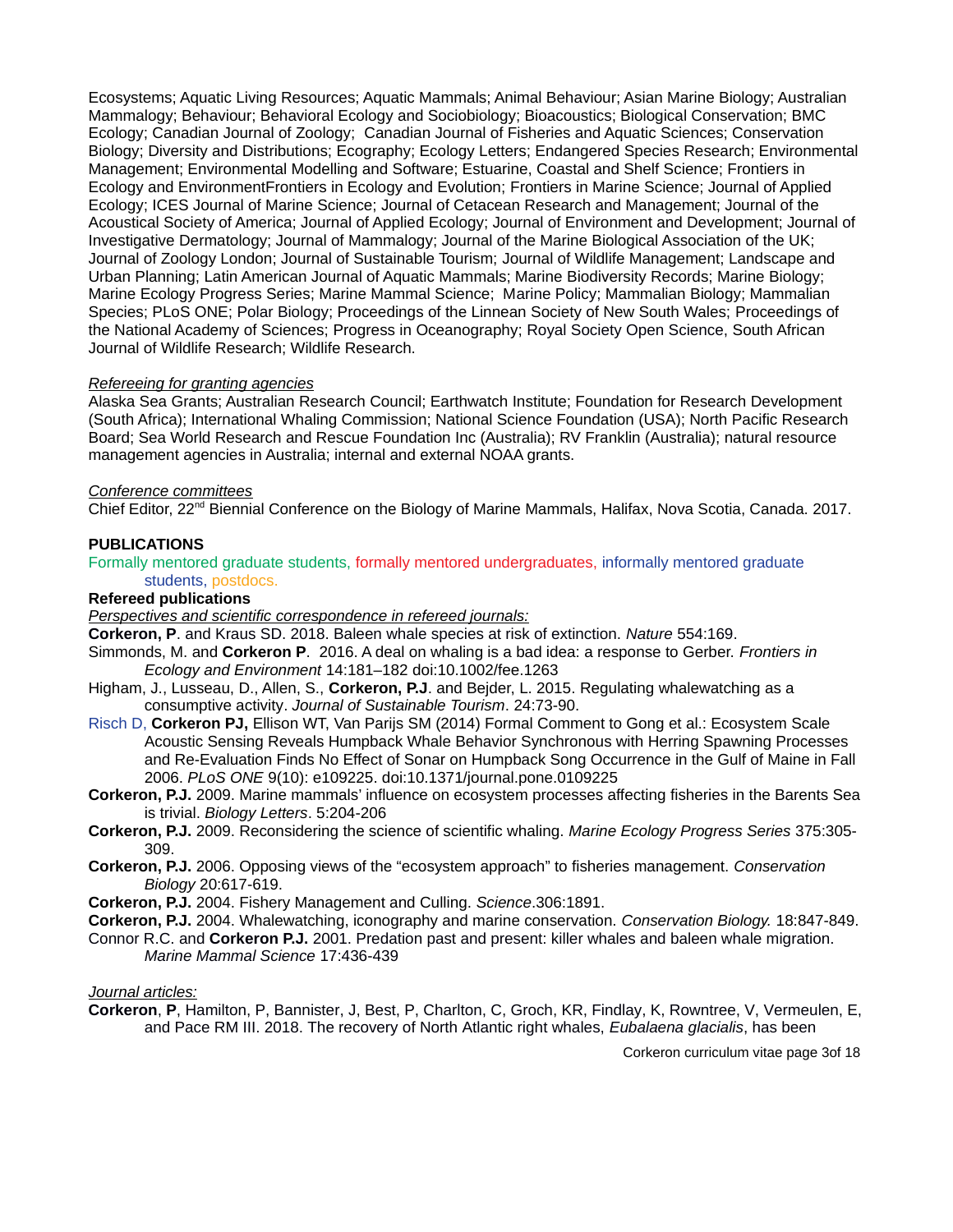Ecosystems; Aquatic Living Resources; Aquatic Mammals; Animal Behaviour; Asian Marine Biology; Australian Mammalogy; Behaviour; Behavioral Ecology and Sociobiology; Bioacoustics; Biological Conservation; BMC Ecology; Canadian Journal of Zoology; Canadian Journal of Fisheries and Aquatic Sciences; Conservation Biology; Diversity and Distributions; Ecography; Ecology Letters; Endangered Species Research; Environmental Management; Environmental Modelling and Software; Estuarine, Coastal and Shelf Science; Frontiers in Ecology and EnvironmentFrontiers in Ecology and Evolution; Frontiers in Marine Science; Journal of Applied Ecology; ICES Journal of Marine Science; Journal of Cetacean Research and Management; Journal of the Acoustical Society of America; Journal of Applied Ecology; Journal of Environment and Development; Journal of Investigative Dermatology; Journal of Mammalogy; Journal of the Marine Biological Association of the UK; Journal of Zoology London; Journal of Sustainable Tourism; Journal of Wildlife Management; Landscape and Urban Planning; Latin American Journal of Aquatic Mammals; Marine Biodiversity Records; Marine Biology; Marine Ecology Progress Series; Marine Mammal Science; Marine Policy; Mammalian Biology; Mammalian Species; PLoS ONE; Polar Biology; Proceedings of the Linnean Society of New South Wales; Proceedings of the National Academy of Sciences; Progress in Oceanography; Royal Society Open Science, South African Journal of Wildlife Research; Wildlife Research.

*Refereeing for granting agencies*

Alaska Sea Grants; Australian Research Council; Earthwatch Institute; Foundation for Research Development (South Africa); International Whaling Commission; National Science Foundation (USA); North Pacific Research Board; Sea World Research and Rescue Foundation Inc (Australia); RV Franklin (Australia); natural resource management agencies in Australia; internal and external NOAA grants.

*Conference committees*

Chief Editor, 22[nd] Biennial Conference on the Biology of Marine Mammals, Halifax, Nova Scotia, Canada. 2017.

**PUBLICATIONS**

Formally mentored graduate students, formally mentored undergraduates, informally mentored graduate students, postdocs.

**Refereed publications**

*Perspectives and scientific correspondence in refereed journals:*

**Corkeron, P**. and Kraus SD. 2018. Baleen whale species at risk of extinction. *Nature* 554:169.

Simmonds, M. and **Corkeron P**. 2016. A deal on whaling is a bad idea: a response to Gerber. *Frontiers in Ecology and Environment* 14:181–182 doi:10.1002/fee.1263

Higham, J., Lusseau, D., Allen, S., **Corkeron, P.J**. and Bejder, L. 2015. Regulating whalewatching as a consumptive activity. *Journal of Sustainable Tourism*. 24:73-90.

Risch D, **Corkeron PJ,** Ellison WT, Van Parijs SM (2014) Formal Comment to Gong et al.: Ecosystem Scale Acoustic Sensing Reveals Humpback Whale Behavior Synchronous with Herring Spawning Processes and Re-Evaluation Finds No Effect of Sonar on Humpback Song Occurrence in the Gulf of Maine in Fall 2006. *PLoS ONE* 9(10): e109225. doi:10.1371/journal.pone.0109225

**Corkeron, P.J.** 2009. Marine mammals' influence on ecosystem processes affecting fisheries in the Barents Sea is trivial. *Biology Letters*. 5:204-206

**Corkeron, P.J.** 2009. Reconsidering the science of scientific whaling. *Marine Ecology Progress Series* 375:305-309.

**Corkeron, P.J.** 2006. Opposing views of the "ecosystem approach" to fisheries management. *Conservation Biology* 20:617-619.

**Corkeron, P.J.** 2004. Fishery Management and Culling. *Science*.306:1891.

**Corkeron, P.J.** 2004. Whalewatching, iconography and marine conservation. *Conservation Biology.* 18:847-849.

Connor R.C. and **Corkeron P.J.** 2001. Predation past and present: killer whales and baleen whale migration. *Marine Mammal Science* 17:436-439

*Journal articles:*

**Corkeron**, **P**, Hamilton, P, Bannister, J, Best, P, Charlton, C, Groch, KR, Findlay, K, Rowntree, V, Vermeulen, E, and Pace RM III. 2018. The recovery of North Atlantic right whales, *Eubalaena glacialis*, has been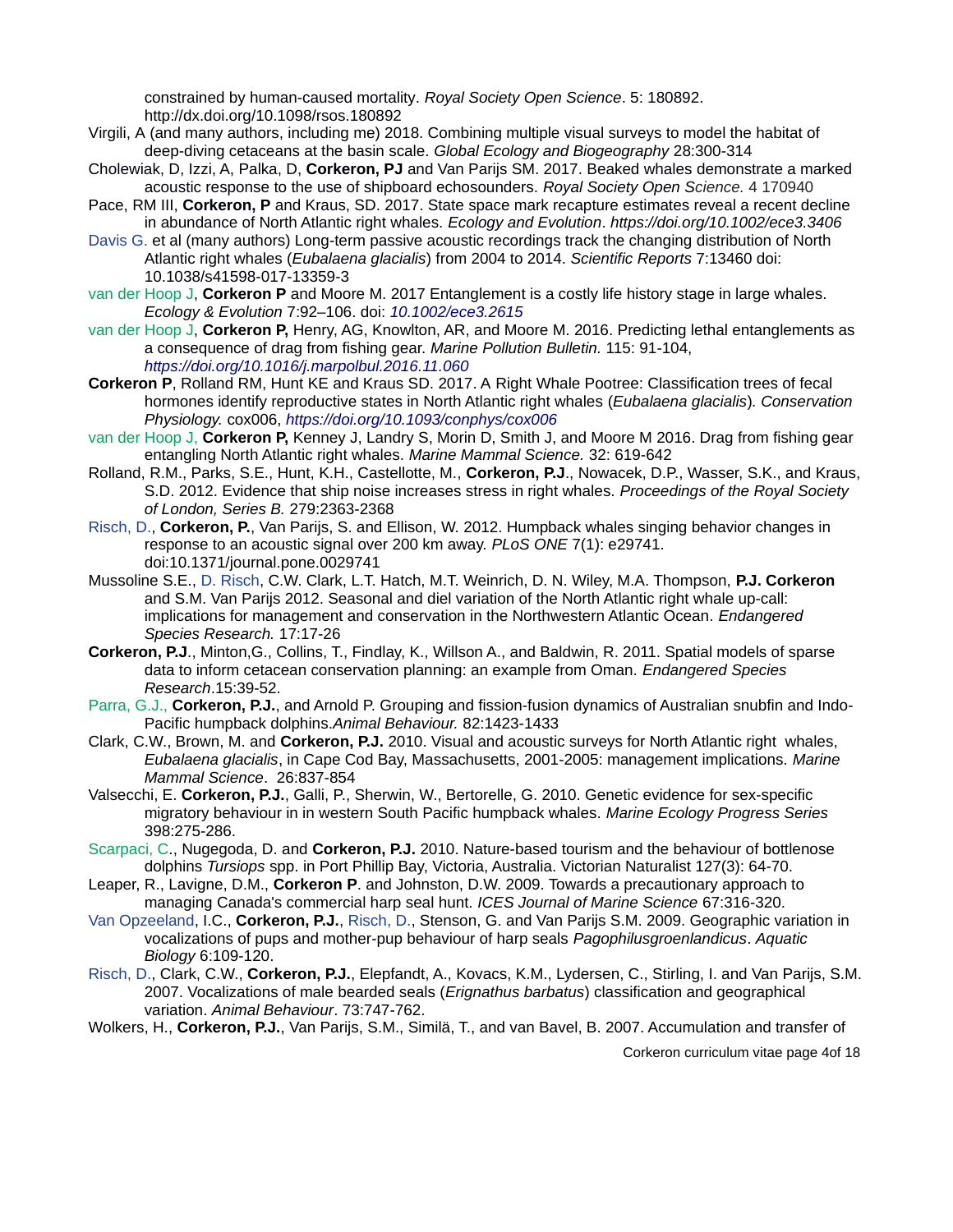constrained by human-caused mortality. *Royal Society Open Science*. 5: 180892. http://dx.doi.org/10.1098/rsos.180892

Virgili, A (and many authors, including me) 2018. Combining multiple visual surveys to model the habitat of deep-diving cetaceans at the basin scale. *Global Ecology and Biogeography* 28:300-314

Cholewiak, D, Izzi, A, Palka, D, **Corkeron, PJ** and Van Parijs SM. 2017. Beaked whales demonstrate a marked acoustic response to the use of shipboard echosounders. *Royal Society Open Science.* 4 170940

Pace, RM III, **Corkeron, P** and Kraus, SD. 2017. State space mark recapture estimates reveal a recent decline in abundance of North Atlantic right whales. *Ecology and Evolution*. *https://doi.org/10.1002/ece3.3406*

Davis G. et al (many authors) Long-term passive acoustic recordings track the changing distribution of North Atlantic right whales (*Eubalaena glacialis*) from 2004 to 2014. *Scientific Reports* 7:13460 doi: 10.1038/s41598-017-13359-3

van der Hoop J, **Corkeron P** and Moore M. 2017 Entanglement is a costly life history stage in large whales. *Ecology & Evolution* 7:92–106. doi: *10.1002/ece3.2615*

van der Hoop J, **Corkeron P,** Henry, AG, Knowlton, AR, and Moore M. 2016. Predicting lethal entanglements as a consequence of drag from fishing gear. *Marine Pollution Bulletin.* 115: 91-104, *https://doi.org/10.1016/j.marpolbul.2016.11.060*

**Corkeron P**, Rolland RM, Hunt KE and Kraus SD. 2017. A Right Whale Pootree: Classification trees of fecal hormones identify reproductive states in North Atlantic right whales (*Eubalaena glacialis*). *Conservation Physiology.* cox006, *https://doi.org/10.1093/conphys/cox006*

van der Hoop J, **Corkeron P,** Kenney J, Landry S, Morin D, Smith J, and Moore M 2016. Drag from fishing gear entangling North Atlantic right whales. *Marine Mammal Science.* 32: 619-642

Rolland, R.M., Parks, S.E., Hunt, K.H., Castellotte, M., **Corkeron, P.J**., Nowacek, D.P., Wasser, S.K., and Kraus, S.D. 2012. Evidence that ship noise increases stress in right whales. *Proceedings of the Royal Society of London, Series B.* 279:2363-2368

Risch, D., **Corkeron, P.**, Van Parijs, S. and Ellison, W. 2012. Humpback whales singing behavior changes in response to an acoustic signal over 200 km away. *PLoS ONE* 7(1): e29741. doi:10.1371/journal.pone.0029741

Mussoline S.E., D. Risch, C.W. Clark, L.T. Hatch, M.T. Weinrich, D. N. Wiley, M.A. Thompson, **P.J. Corkeron** and S.M. Van Parijs 2012. Seasonal and diel variation of the North Atlantic right whale up-call: implications for management and conservation in the Northwestern Atlantic Ocean. *Endangered Species Research.* 17:17-26

**Corkeron, P.J**., Minton,G., Collins, T., Findlay, K., Willson A., and Baldwin, R. 2011. Spatial models of sparse data to inform cetacean conservation planning: an example from Oman. *Endangered Species Research*.15:39-52.

Parra, G.J., **Corkeron, P.J.**, and Arnold P. Grouping and fission-fusion dynamics of Australian snubfin and Indo-Pacific humpback dolphins.*Animal Behaviour.* 82:1423-1433

Clark, C.W., Brown, M. and **Corkeron, P.J.** 2010. Visual and acoustic surveys for North Atlantic right whales, *Eubalaena glacialis*, in Cape Cod Bay, Massachusetts, 2001-2005: management implications. *Marine Mammal Science*. 26:837-854

Valsecchi, E. **Corkeron, P.J.**, Galli, P., Sherwin, W., Bertorelle, G. 2010. Genetic evidence for sex-specific migratory behaviour in in western South Pacific humpback whales. *Marine Ecology Progress Series* 398:275-286.

Scarpaci, C., Nugegoda, D. and **Corkeron, P.J.** 2010. Nature-based tourism and the behaviour of bottlenose dolphins *Tursiops* spp. in Port Phillip Bay, Victoria, Australia. Victorian Naturalist 127(3): 64-70.

Leaper, R., Lavigne, D.M., **Corkeron P**. and Johnston, D.W. 2009. Towards a precautionary approach to managing Canada's commercial harp seal hunt. *ICES Journal of Marine Science* 67:316-320.

Van Opzeeland, I.C., **Corkeron, P.J.**, Risch, D., Stenson, G. and Van Parijs S.M. 2009. Geographic variation in vocalizations of pups and mother-pup behaviour of harp seals *Pagophilusgroenlandicus*. *Aquatic Biology* 6:109-120.

Risch, D., Clark, C.W., **Corkeron, P.J.**, Elepfandt, A., Kovacs, K.M., Lydersen, C., Stirling, I. and Van Parijs, S.M. 2007. Vocalizations of male bearded seals (*Erignathus barbatus*) classification and geographical variation. *Animal Behaviour*. 73:747-762.

Wolkers, H., **Corkeron, P.J.**, Van Parijs, S.M., Similä, T., and van Bavel, B. 2007. Accumulation and transfer of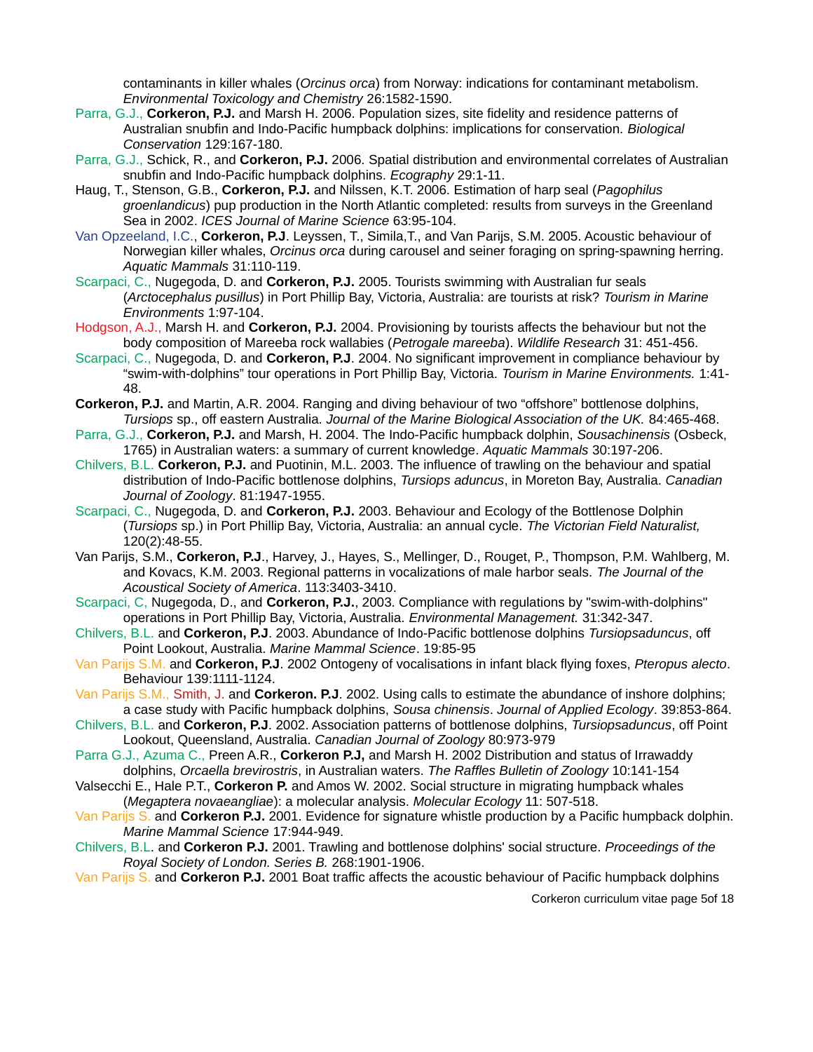contaminants in killer whales (*Orcinus orca*) from Norway: indications for contaminant metabolism. *Environmental Toxicology and Chemistry* 26:1582-1590.

Parra, G.J., **Corkeron, P.J.** and Marsh H. 2006. Population sizes, site fidelity and residence patterns of Australian snubfin and Indo-Pacific humpback dolphins: implications for conservation. *Biological Conservation* 129:167-180.

Parra, G.J., Schick, R., and **Corkeron, P.J.** 2006. Spatial distribution and environmental correlates of Australian snubfin and Indo-Pacific humpback dolphins. *Ecography* 29:1-11.

Haug, T., Stenson, G.B., **Corkeron, P.J.** and Nilssen, K.T. 2006. Estimation of harp seal (*Pagophilus groenlandicus*) pup production in the North Atlantic completed: results from surveys in the Greenland Sea in 2002. *ICES Journal of Marine Science* 63:95-104.

Van Opzeeland, I.C., **Corkeron, P.J**. Leyssen, T., Simila,T., and Van Parijs, S.M. 2005. Acoustic behaviour of Norwegian killer whales, *Orcinus orca* during carousel and seiner foraging on spring-spawning herring. *Aquatic Mammals* 31:110-119.

Scarpaci, C., Nugegoda, D. and **Corkeron, P.J.** 2005. Tourists swimming with Australian fur seals (*Arctocephalus pusillus*) in Port Phillip Bay, Victoria, Australia: are tourists at risk? *Tourism in Marine Environments* 1:97-104.

Hodgson, A.J., Marsh H. and **Corkeron, P.J.** 2004. Provisioning by tourists affects the behaviour but not the body composition of Mareeba rock wallabies (*Petrogale mareeba*). *Wildlife Research* 31: 451-456.

Scarpaci, C., Nugegoda, D. and **Corkeron, P.J**. 2004. No significant improvement in compliance behaviour by "swim-with-dolphins" tour operations in Port Phillip Bay, Victoria. *Tourism in Marine Environments.* 1:41-48.

**Corkeron, P.J.** and Martin, A.R. 2004. Ranging and diving behaviour of two "offshore" bottlenose dolphins, *Tursiops* sp., off eastern Australia. *Journal of the Marine Biological Association of the UK.* 84:465-468.

Parra, G.J., **Corkeron, P.J.** and Marsh, H. 2004. The Indo-Pacific humpback dolphin, *Sousachinensis* (Osbeck, 1765) in Australian waters: a summary of current knowledge. *Aquatic Mammals* 30:197-206.

Chilvers, B.L. **Corkeron, P.J.** and Puotinin, M.L. 2003. The influence of trawling on the behaviour and spatial distribution of Indo-Pacific bottlenose dolphins, *Tursiops aduncus*, in Moreton Bay, Australia. *Canadian Journal of Zoology*. 81:1947-1955.

Scarpaci, C., Nugegoda, D. and **Corkeron, P.J.** 2003. Behaviour and Ecology of the Bottlenose Dolphin (*Tursiops* sp.) in Port Phillip Bay, Victoria, Australia: an annual cycle. *The Victorian Field Naturalist,* 120(2):48-55.

Van Parijs, S.M., **Corkeron, P.J**., Harvey, J., Hayes, S., Mellinger, D., Rouget, P., Thompson, P.M. Wahlberg, M. and Kovacs, K.M. 2003. Regional patterns in vocalizations of male harbor seals. *The Journal of the Acoustical Society of America*. 113:3403-3410.

Scarpaci, C, Nugegoda, D., and **Corkeron, P.J.**, 2003. Compliance with regulations by "swim-with-dolphins" operations in Port Phillip Bay, Victoria, Australia. *Environmental Management.* 31:342-347.

Chilvers, B.L. and **Corkeron, P.J**. 2003. Abundance of Indo-Pacific bottlenose dolphins *Tursiopsaduncus*, off Point Lookout, Australia. *Marine Mammal Science*. 19:85-95

Van Parijs S.M. and **Corkeron, P.J**. 2002 Ontogeny of vocalisations in infant black flying foxes, *Pteropus alecto*. Behaviour 139:1111-1124.

Van Parijs S.M., Smith, J. and **Corkeron. P.J**. 2002. Using calls to estimate the abundance of inshore dolphins; a case study with Pacific humpback dolphins, *Sousa chinensis*. *Journal of Applied Ecology*. 39:853-864.

Chilvers, B.L. and **Corkeron, P.J**. 2002. Association patterns of bottlenose dolphins, *Tursiopsaduncus*, off Point Lookout, Queensland, Australia. *Canadian Journal of Zoology* 80:973-979

Parra G.J., Azuma C., Preen A.R., **Corkeron P.J,** and Marsh H. 2002 Distribution and status of Irrawaddy dolphins, *Orcaella brevirostris*, in Australian waters. *The Raffles Bulletin of Zoology* 10:141-154

Valsecchi E., Hale P.T., **Corkeron P.** and Amos W. 2002. Social structure in migrating humpback whales (*Megaptera novaeangliae*): a molecular analysis. *Molecular Ecology* 11: 507-518.

Van Parijs S. and **Corkeron P.J.** 2001. Evidence for signature whistle production by a Pacific humpback dolphin. *Marine Mammal Science* 17:944-949.

Chilvers, B.L. and **Corkeron P.J.** 2001. Trawling and bottlenose dolphins' social structure. *Proceedings of the Royal Society of London. Series B.* 268:1901-1906.

Van Parijs S. and **Corkeron P.J.** 2001 Boat traffic affects the acoustic behaviour of Pacific humpback dolphins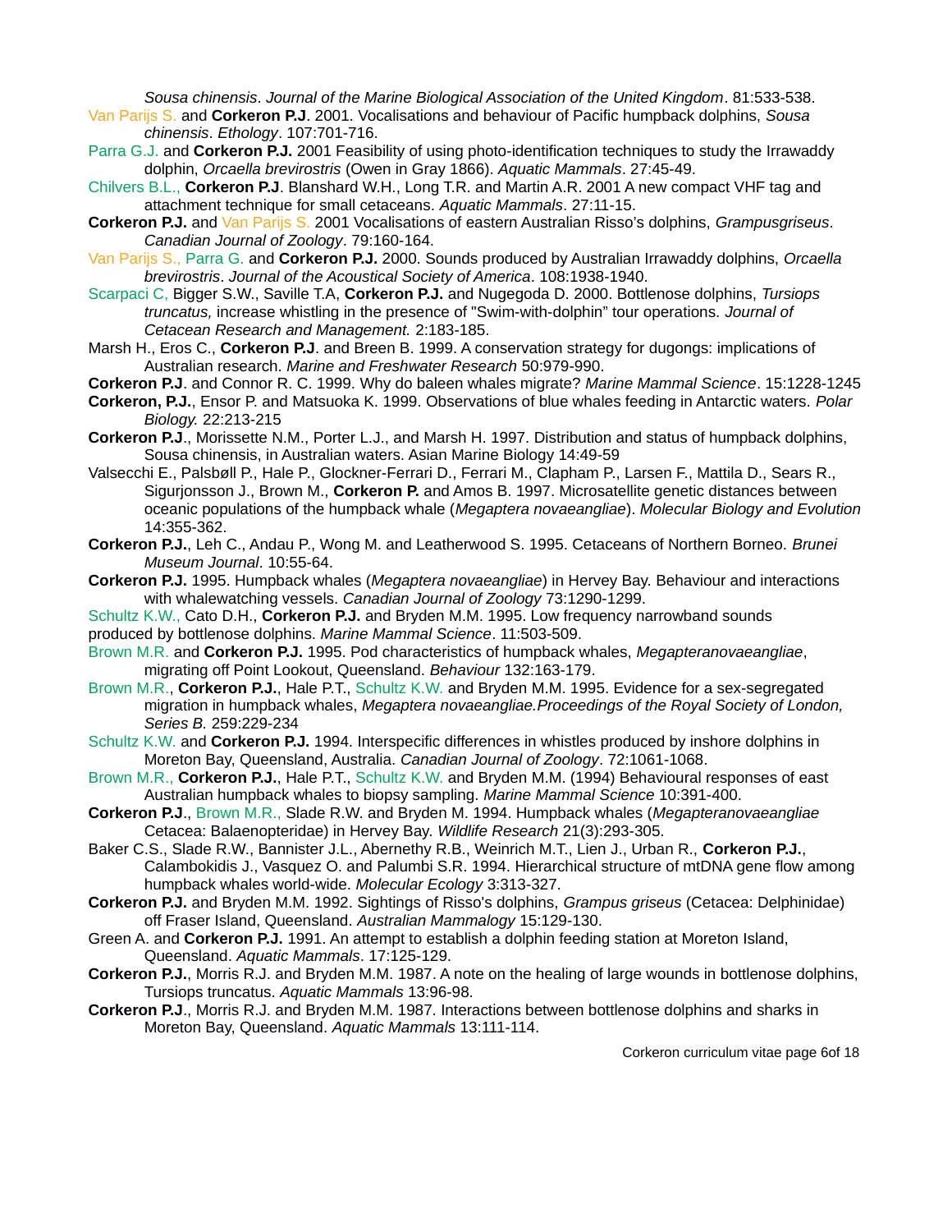*Sousa chinensis*. *Journal of the Marine Biological Association of the United Kingdom*. 81:533-538.

Van Parijs S. and **Corkeron P.J**. 2001. Vocalisations and behaviour of Pacific humpback dolphins, *Sousa chinensis*. *Ethology*. 107:701-716.

Parra G.J. and **Corkeron P.J.** 2001 Feasibility of using photo-identification techniques to study the Irrawaddy dolphin, *Orcaella brevirostris* (Owen in Gray 1866). *Aquatic Mammals*. 27:45-49.

Chilvers B.L., **Corkeron P.J**. Blanshard W.H., Long T.R. and Martin A.R. 2001 A new compact VHF tag and attachment technique for small cetaceans. *Aquatic Mammals*. 27:11-15.

**Corkeron P.J.** and Van Parijs S. 2001 Vocalisations of eastern Australian Risso's dolphins, *Grampusgriseus*. *Canadian Journal of Zoology*. 79:160-164.

Van Parijs S., Parra G. and **Corkeron P.J.** 2000. Sounds produced by Australian Irrawaddy dolphins, *Orcaella brevirostris*. *Journal of the Acoustical Society of America*. 108:1938-1940.

Scarpaci C, Bigger S.W., Saville T.A, **Corkeron P.J.** and Nugegoda D. 2000. Bottlenose dolphins, *Tursiops truncatus,* increase whistling in the presence of "Swim-with-dolphin" tour operations. *Journal of Cetacean Research and Management.* 2:183-185.

Marsh H., Eros C., **Corkeron P.J**. and Breen B. 1999. A conservation strategy for dugongs: implications of Australian research. *Marine and Freshwater Research* 50:979-990.

**Corkeron P.J**. and Connor R. C. 1999. Why do baleen whales migrate? *Marine Mammal Science*. 15:1228-1245

**Corkeron, P.J.**, Ensor P. and Matsuoka K. 1999. Observations of blue whales feeding in Antarctic waters. *Polar Biology.* 22:213-215

**Corkeron P.J**., Morissette N.M., Porter L.J., and Marsh H. 1997. Distribution and status of humpback dolphins, Sousa chinensis, in Australian waters. Asian Marine Biology 14:49-59

Valsecchi E., Palsbøll P., Hale P., Glockner-Ferrari D., Ferrari M., Clapham P., Larsen F., Mattila D., Sears R., Sigurjonsson J., Brown M., **Corkeron P.** and Amos B. 1997. Microsatellite genetic distances between oceanic populations of the humpback whale (*Megaptera novaeangliae*). *Molecular Biology and Evolution* 14:355-362.

**Corkeron P.J.**, Leh C., Andau P., Wong M. and Leatherwood S. 1995. Cetaceans of Northern Borneo. *Brunei Museum Journal*. 10:55-64.

**Corkeron P.J.** 1995. Humpback whales (*Megaptera novaeangliae*) in Hervey Bay. Behaviour and interactions with whalewatching vessels. *Canadian Journal of Zoology* 73:1290-1299.

Schultz K.W., Cato D.H., **Corkeron P.J.** and Bryden M.M. 1995. Low frequency narrowband sounds produced by bottlenose dolphins. *Marine Mammal Science*. 11:503-509.

Brown M.R. and **Corkeron P.J.** 1995. Pod characteristics of humpback whales, *Megapteranovaeangliae*, migrating off Point Lookout, Queensland. *Behaviour* 132:163-179.

Brown M.R., **Corkeron P.J.**, Hale P.T., Schultz K.W. and Bryden M.M. 1995. Evidence for a sex-segregated migration in humpback whales, *Megaptera novaeangliae.Proceedings of the Royal Society of London, Series B.* 259:229-234

Schultz K.W. and **Corkeron P.J.** 1994. Interspecific differences in whistles produced by inshore dolphins in Moreton Bay, Queensland, Australia. *Canadian Journal of Zoology*. 72:1061-1068.

Brown M.R., **Corkeron P.J.**, Hale P.T., Schultz K.W. and Bryden M.M. (1994) Behavioural responses of east Australian humpback whales to biopsy sampling. *Marine Mammal Science* 10:391-400.

**Corkeron P.J**., Brown M.R., Slade R.W. and Bryden M. 1994. Humpback whales (*Megapteranovaeangliae* Cetacea: Balaenopteridae) in Hervey Bay. *Wildlife Research* 21(3):293-305.

Baker C.S., Slade R.W., Bannister J.L., Abernethy R.B., Weinrich M.T., Lien J., Urban R., **Corkeron P.J.**, Calambokidis J., Vasquez O. and Palumbi S.R. 1994. Hierarchical structure of mtDNA gene flow among humpback whales world-wide. *Molecular Ecology* 3:313-327.

**Corkeron P.J.** and Bryden M.M. 1992. Sightings of Risso's dolphins, *Grampus griseus* (Cetacea: Delphinidae) off Fraser Island, Queensland. *Australian Mammalogy* 15:129-130.

Green A. and **Corkeron P.J.** 1991. An attempt to establish a dolphin feeding station at Moreton Island, Queensland. *Aquatic Mammals*. 17:125-129.

**Corkeron P.J.**, Morris R.J. and Bryden M.M. 1987. A note on the healing of large wounds in bottlenose dolphins, Tursiops truncatus. *Aquatic Mammals* 13:96-98.

**Corkeron P.J**., Morris R.J. and Bryden M.M. 1987. Interactions between bottlenose dolphins and sharks in Moreton Bay, Queensland. *Aquatic Mammals* 13:111-114.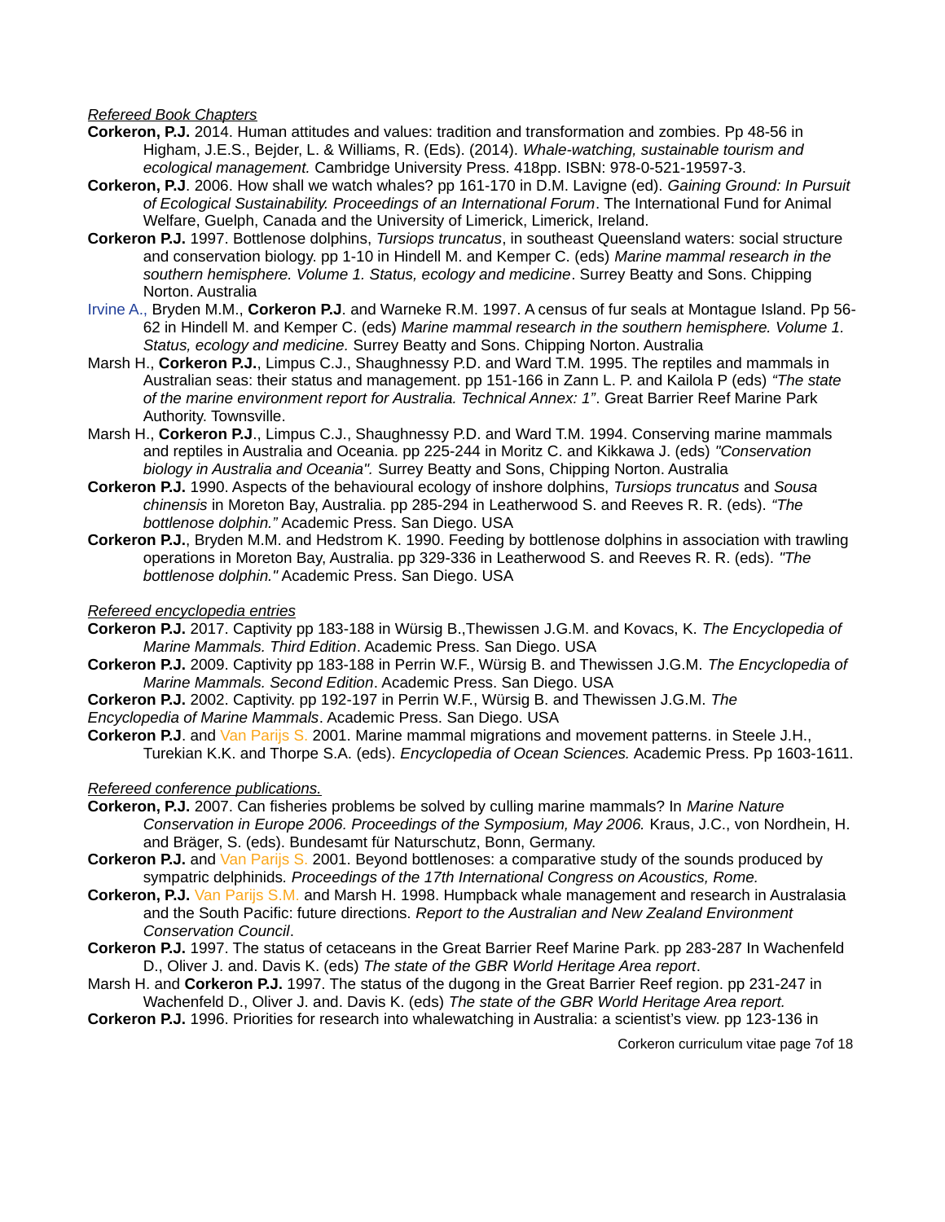*Refereed Book Chapters*

**Corkeron, P.J.** 2014. Human attitudes and values: tradition and transformation and zombies. Pp 48-56 in Higham, J.E.S., Bejder, L. & Williams, R. (Eds). (2014). *Whale-watching, sustainable tourism and ecological management.* Cambridge University Press. 418pp. ISBN: 978-0-521-19597-3.

**Corkeron, P.J**. 2006. How shall we watch whales? pp 161-170 in D.M. Lavigne (ed). *Gaining Ground: In Pursuit of Ecological Sustainability. Proceedings of an International Forum*. The International Fund for Animal Welfare, Guelph, Canada and the University of Limerick, Limerick, Ireland.

**Corkeron P.J.** 1997. Bottlenose dolphins, *Tursiops truncatus*, in southeast Queensland waters: social structure and conservation biology. pp 1-10 in Hindell M. and Kemper C. (eds) *Marine mammal research in the southern hemisphere. Volume 1. Status, ecology and medicine*. Surrey Beatty and Sons. Chipping Norton. Australia

Irvine A., Bryden M.M., **Corkeron P.J**. and Warneke R.M. 1997. A census of fur seals at Montague Island. Pp 56-62 in Hindell M. and Kemper C. (eds) *Marine mammal research in the southern hemisphere. Volume 1. Status, ecology and medicine.* Surrey Beatty and Sons. Chipping Norton. Australia

Marsh H., **Corkeron P.J.**, Limpus C.J., Shaughnessy P.D. and Ward T.M. 1995. The reptiles and mammals in Australian seas: their status and management. pp 151-166 in Zann L. P. and Kailola P (eds) *"The state of the marine environment report for Australia. Technical Annex: 1"*. Great Barrier Reef Marine Park Authority. Townsville.

Marsh H., **Corkeron P.J**., Limpus C.J., Shaughnessy P.D. and Ward T.M. 1994. Conserving marine mammals and reptiles in Australia and Oceania. pp 225-244 in Moritz C. and Kikkawa J. (eds) *"Conservation biology in Australia and Oceania".* Surrey Beatty and Sons, Chipping Norton. Australia

**Corkeron P.J.** 1990. Aspects of the behavioural ecology of inshore dolphins, *Tursiops truncatus* and *Sousa chinensis* in Moreton Bay, Australia. pp 285-294 in Leatherwood S. and Reeves R. R. (eds). *"The bottlenose dolphin."* Academic Press. San Diego. USA

**Corkeron P.J.**, Bryden M.M. and Hedstrom K. 1990. Feeding by bottlenose dolphins in association with trawling operations in Moreton Bay, Australia. pp 329-336 in Leatherwood S. and Reeves R. R. (eds). *"The bottlenose dolphin."* Academic Press. San Diego. USA

*Refereed encyclopedia entries*

**Corkeron P.J.** 2017. Captivity pp 183-188 in Würsig B.,Thewissen J.G.M. and Kovacs, K. *The Encyclopedia of Marine Mammals. Third Edition*. Academic Press. San Diego. USA

**Corkeron P.J.** 2009. Captivity pp 183-188 in Perrin W.F., Würsig B. and Thewissen J.G.M. *The Encyclopedia of Marine Mammals. Second Edition*. Academic Press. San Diego. USA

**Corkeron P.J.** 2002. Captivity. pp 192-197 in Perrin W.F., Würsig B. and Thewissen J.G.M. *The Encyclopedia of Marine Mammals*. Academic Press. San Diego. USA

**Corkeron P.J**. and Van Parijs S. 2001. Marine mammal migrations and movement patterns. in Steele J.H., Turekian K.K. and Thorpe S.A. (eds). *Encyclopedia of Ocean Sciences.* Academic Press. Pp 1603-1611.

*Refereed conference publications.*

**Corkeron, P.J.** 2007. Can fisheries problems be solved by culling marine mammals? In *Marine Nature Conservation in Europe 2006. Proceedings of the Symposium, May 2006.* Kraus, J.C., von Nordhein, H. and Bräger, S. (eds). Bundesamt für Naturschutz, Bonn, Germany.

**Corkeron P.J.** and Van Parijs S. 2001. Beyond bottlenoses: a comparative study of the sounds produced by sympatric delphinids. *Proceedings of the 17th International Congress on Acoustics, Rome.*

**Corkeron, P.J.** Van Parijs S.M. and Marsh H. 1998. Humpback whale management and research in Australasia and the South Pacific: future directions. *Report to the Australian and New Zealand Environment Conservation Council*.

**Corkeron P.J.** 1997. The status of cetaceans in the Great Barrier Reef Marine Park. pp 283-287 In Wachenfeld D., Oliver J. and. Davis K. (eds) *The state of the GBR World Heritage Area report*.

Marsh H. and **Corkeron P.J.** 1997. The status of the dugong in the Great Barrier Reef region. pp 231-247 in Wachenfeld D., Oliver J. and. Davis K. (eds) *The state of the GBR World Heritage Area report.*

**Corkeron P.J.** 1996. Priorities for research into whalewatching in Australia: a scientist's view. pp 123-136 in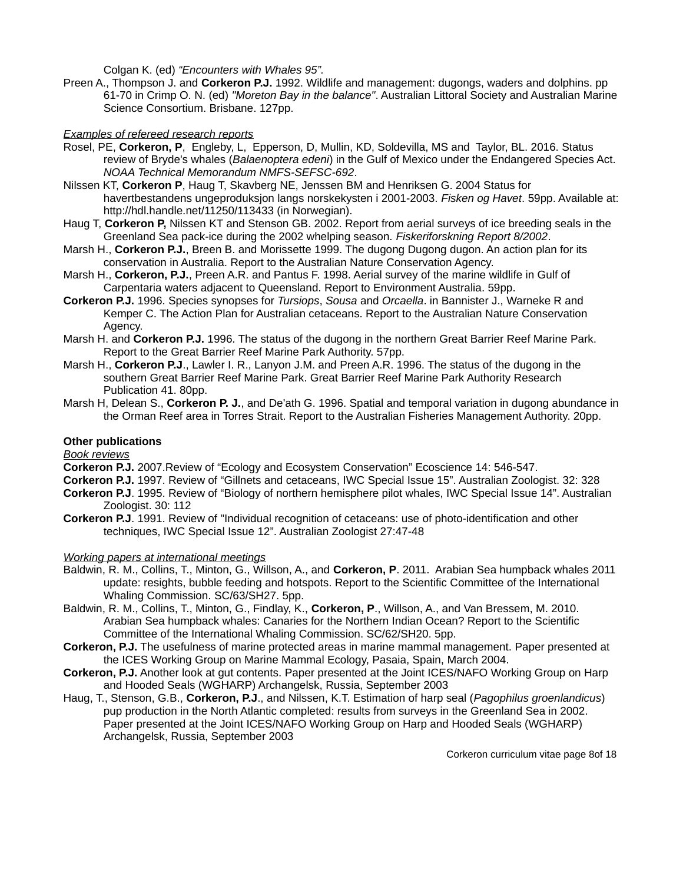Colgan K. (ed) *"Encounters with Whales 95"*.

Preen A., Thompson J. and **Corkeron P.J.** 1992. Wildlife and management: dugongs, waders and dolphins. pp 61-70 in Crimp O. N. (ed) *"Moreton Bay in the balance"*. Australian Littoral Society and Australian Marine Science Consortium. Brisbane. 127pp.

<u>*Examples of refereed research reports*</u>

Rosel, PE, **Corkeron, P**, Engleby, L, Epperson, D, Mullin, KD, Soldevilla, MS and Taylor, BL. 2016. Status review of Bryde's whales (*Balaenoptera edeni*) in the Gulf of Mexico under the Endangered Species Act. *NOAA Technical Memorandum NMFS-SEFSC-692*.

Nilssen KT, **Corkeron P**, Haug T, Skavberg NE, Jenssen BM and Henriksen G. 2004 Status for havertbestandens ungeproduksjon langs norskekysten i 2001-2003. *Fisken og Havet*. 59pp. Available at: http://hdl.handle.net/11250/113433 (in Norwegian).

Haug T, **Corkeron P,** Nilssen KT and Stenson GB. 2002. Report from aerial surveys of ice breeding seals in the Greenland Sea pack-ice during the 2002 whelping season. *Fiskeriforskning Report 8/2002*.

Marsh H., **Corkeron P.J.**, Breen B. and Morissette 1999. The dugong Dugong dugon. An action plan for its conservation in Australia. Report to the Australian Nature Conservation Agency.

Marsh H., **Corkeron, P.J.**, Preen A.R. and Pantus F. 1998. Aerial survey of the marine wildlife in Gulf of Carpentaria waters adjacent to Queensland. Report to Environment Australia. 59pp.

**Corkeron P.J.** 1996. Species synopses for *Tursiops*, *Sousa* and *Orcaella*. in Bannister J., Warneke R and Kemper C. The Action Plan for Australian cetaceans. Report to the Australian Nature Conservation Agency.

Marsh H. and **Corkeron P.J.** 1996. The status of the dugong in the northern Great Barrier Reef Marine Park. Report to the Great Barrier Reef Marine Park Authority. 57pp.

Marsh H., **Corkeron P.J**., Lawler I. R., Lanyon J.M. and Preen A.R. 1996. The status of the dugong in the southern Great Barrier Reef Marine Park. Great Barrier Reef Marine Park Authority Research Publication 41. 80pp.

Marsh H, Delean S., **Corkeron P. J.**, and De'ath G. 1996. Spatial and temporal variation in dugong abundance in the Orman Reef area in Torres Strait. Report to the Australian Fisheries Management Authority. 20pp.

**Other publications**

<u>*Book reviews*</u>

**Corkeron P.J.** 2007.Review of "Ecology and Ecosystem Conservation" Ecoscience 14: 546-547.

**Corkeron P.J.** 1997. Review of "Gillnets and cetaceans, IWC Special Issue 15". Australian Zoologist. 32: 328

**Corkeron P.J**. 1995. Review of "Biology of northern hemisphere pilot whales, IWC Special Issue 14". Australian Zoologist. 30: 112

**Corkeron P.J**. 1991. Review of "Individual recognition of cetaceans: use of photo-identification and other techniques, IWC Special Issue 12". Australian Zoologist 27:47-48

<u>*Working papers at international meetings*</u>

Baldwin, R. M., Collins, T., Minton, G., Willson, A., and **Corkeron, P**. 2011. Arabian Sea humpback whales 2011 update: resights, bubble feeding and hotspots. Report to the Scientific Committee of the International Whaling Commission. SC/63/SH27. 5pp.

Baldwin, R. M., Collins, T., Minton, G., Findlay, K., **Corkeron, P**., Willson, A., and Van Bressem, M. 2010. Arabian Sea humpback whales: Canaries for the Northern Indian Ocean? Report to the Scientific Committee of the International Whaling Commission. SC/62/SH20. 5pp.

**Corkeron, P.J.** The usefulness of marine protected areas in marine mammal management. Paper presented at the ICES Working Group on Marine Mammal Ecology, Pasaia, Spain, March 2004.

**Corkeron, P.J.** Another look at gut contents. Paper presented at the Joint ICES/NAFO Working Group on Harp and Hooded Seals (WGHARP) Archangelsk, Russia, September 2003

Haug, T., Stenson, G.B., **Corkeron, P.J**., and Nilssen, K.T. Estimation of harp seal (*Pagophilus groenlandicus*) pup production in the North Atlantic completed: results from surveys in the Greenland Sea in 2002. Paper presented at the Joint ICES/NAFO Working Group on Harp and Hooded Seals (WGHARP) Archangelsk, Russia, September 2003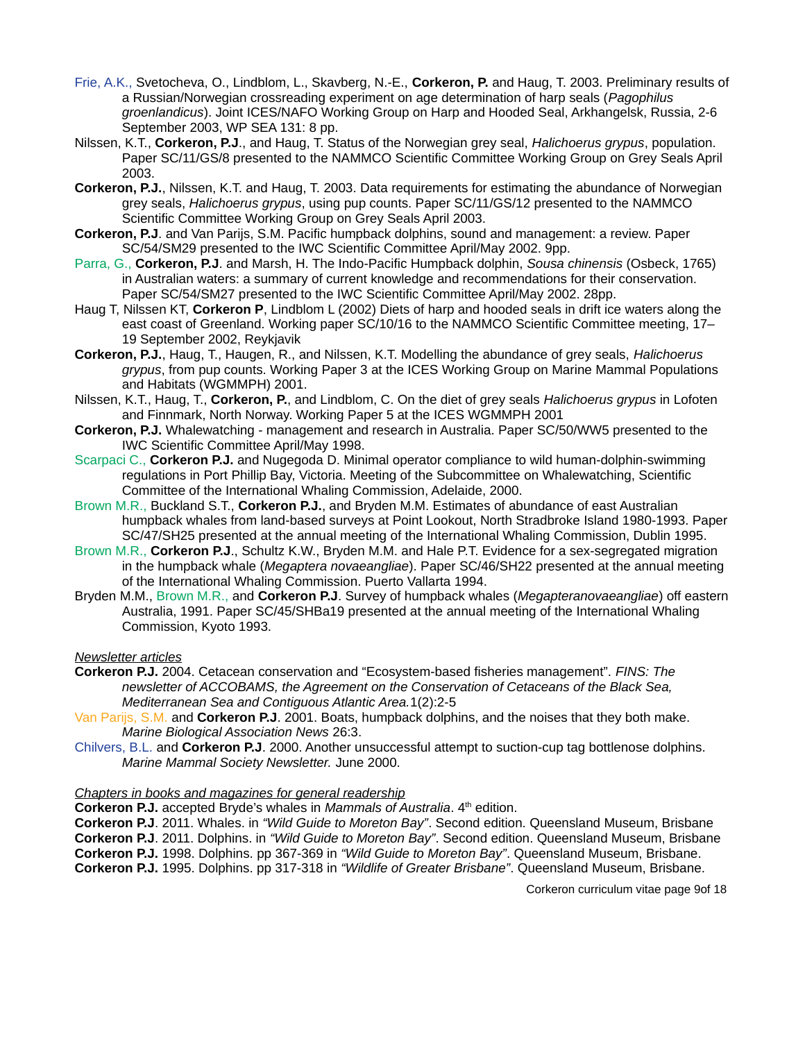Frie, A.K., Svetocheva, O., Lindblom, L., Skavberg, N.-E., **Corkeron, P.** and Haug, T. 2003. Preliminary results of a Russian/Norwegian crossreading experiment on age determination of harp seals (*Pagophilus groenlandicus*). Joint ICES/NAFO Working Group on Harp and Hooded Seal, Arkhangelsk, Russia, 2-6 September 2003, WP SEA 131: 8 pp.

Nilssen, K.T., **Corkeron, P.J**., and Haug, T. Status of the Norwegian grey seal, *Halichoerus grypus*, population. Paper SC/11/GS/8 presented to the NAMMCO Scientific Committee Working Group on Grey Seals April 2003.

**Corkeron, P.J.**, Nilssen, K.T. and Haug, T. 2003. Data requirements for estimating the abundance of Norwegian grey seals, *Halichoerus grypus*, using pup counts. Paper SC/11/GS/12 presented to the NAMMCO Scientific Committee Working Group on Grey Seals April 2003.

**Corkeron, P.J**. and Van Parijs, S.M. Pacific humpback dolphins, sound and management: a review. Paper SC/54/SM29 presented to the IWC Scientific Committee April/May 2002. 9pp.

Parra, G., **Corkeron, P.J**. and Marsh, H. The Indo-Pacific Humpback dolphin, *Sousa chinensis* (Osbeck, 1765) in Australian waters: a summary of current knowledge and recommendations for their conservation. Paper SC/54/SM27 presented to the IWC Scientific Committee April/May 2002. 28pp.

Haug T, Nilssen KT, **Corkeron P**, Lindblom L (2002) Diets of harp and hooded seals in drift ice waters along the east coast of Greenland. Working paper SC/10/16 to the NAMMCO Scientific Committee meeting, 17–19 September 2002, Reykjavik

**Corkeron, P.J.**, Haug, T., Haugen, R., and Nilssen, K.T. Modelling the abundance of grey seals, *Halichoerus grypus*, from pup counts. Working Paper 3 at the ICES Working Group on Marine Mammal Populations and Habitats (WGMMPH) 2001.

Nilssen, K.T., Haug, T., **Corkeron, P.**, and Lindblom, C. On the diet of grey seals *Halichoerus grypus* in Lofoten and Finnmark, North Norway. Working Paper 5 at the ICES WGMMPH 2001

**Corkeron, P.J.** Whalewatching - management and research in Australia. Paper SC/50/WW5 presented to the IWC Scientific Committee April/May 1998.

Scarpaci C., **Corkeron P.J.** and Nugegoda D. Minimal operator compliance to wild human-dolphin-swimming regulations in Port Phillip Bay, Victoria. Meeting of the Subcommittee on Whalewatching, Scientific Committee of the International Whaling Commission, Adelaide, 2000.

Brown M.R., Buckland S.T., **Corkeron P.J.**, and Bryden M.M. Estimates of abundance of east Australian humpback whales from land-based surveys at Point Lookout, North Stradbroke Island 1980-1993. Paper SC/47/SH25 presented at the annual meeting of the International Whaling Commission, Dublin 1995.

Brown M.R., **Corkeron P.J**., Schultz K.W., Bryden M.M. and Hale P.T. Evidence for a sex-segregated migration in the humpback whale (*Megaptera novaeangliae*). Paper SC/46/SH22 presented at the annual meeting of the International Whaling Commission. Puerto Vallarta 1994.

Bryden M.M., Brown M.R., and **Corkeron P.J**. Survey of humpback whales (*Megapteranovaeangliae*) off eastern Australia, 1991. Paper SC/45/SHBa19 presented at the annual meeting of the International Whaling Commission, Kyoto 1993.

*Newsletter articles*

**Corkeron P.J.** 2004. Cetacean conservation and “Ecosystem-based fisheries management”. *FINS: The newsletter of ACCOBAMS, the Agreement on the Conservation of Cetaceans of the Black Sea, Mediterranean Sea and Contiguous Atlantic Area.*1(2):2-5

Van Parijs, S.M. and **Corkeron P.J**. 2001. Boats, humpback dolphins, and the noises that they both make. *Marine Biological Association News* 26:3.

Chilvers, B.L. and **Corkeron P.J**. 2000. Another unsuccessful attempt to suction-cup tag bottlenose dolphins. *Marine Mammal Society Newsletter.* June 2000.

*Chapters in books and magazines for general readership*

**Corkeron P.J.** accepted Bryde’s whales in *Mammals of Australia*. 4th edition.
**Corkeron P.J**. 2011. Whales. in *“Wild Guide to Moreton Bay”*. Second edition. Queensland Museum, Brisbane
**Corkeron P.J**. 2011. Dolphins. in *“Wild Guide to Moreton Bay”*. Second edition. Queensland Museum, Brisbane
**Corkeron P.J.** 1998. Dolphins. pp 367-369 in *“Wild Guide to Moreton Bay”*. Queensland Museum, Brisbane.
**Corkeron P.J.** 1995. Dolphins. pp 317-318 in *“Wildlife of Greater Brisbane”*. Queensland Museum, Brisbane.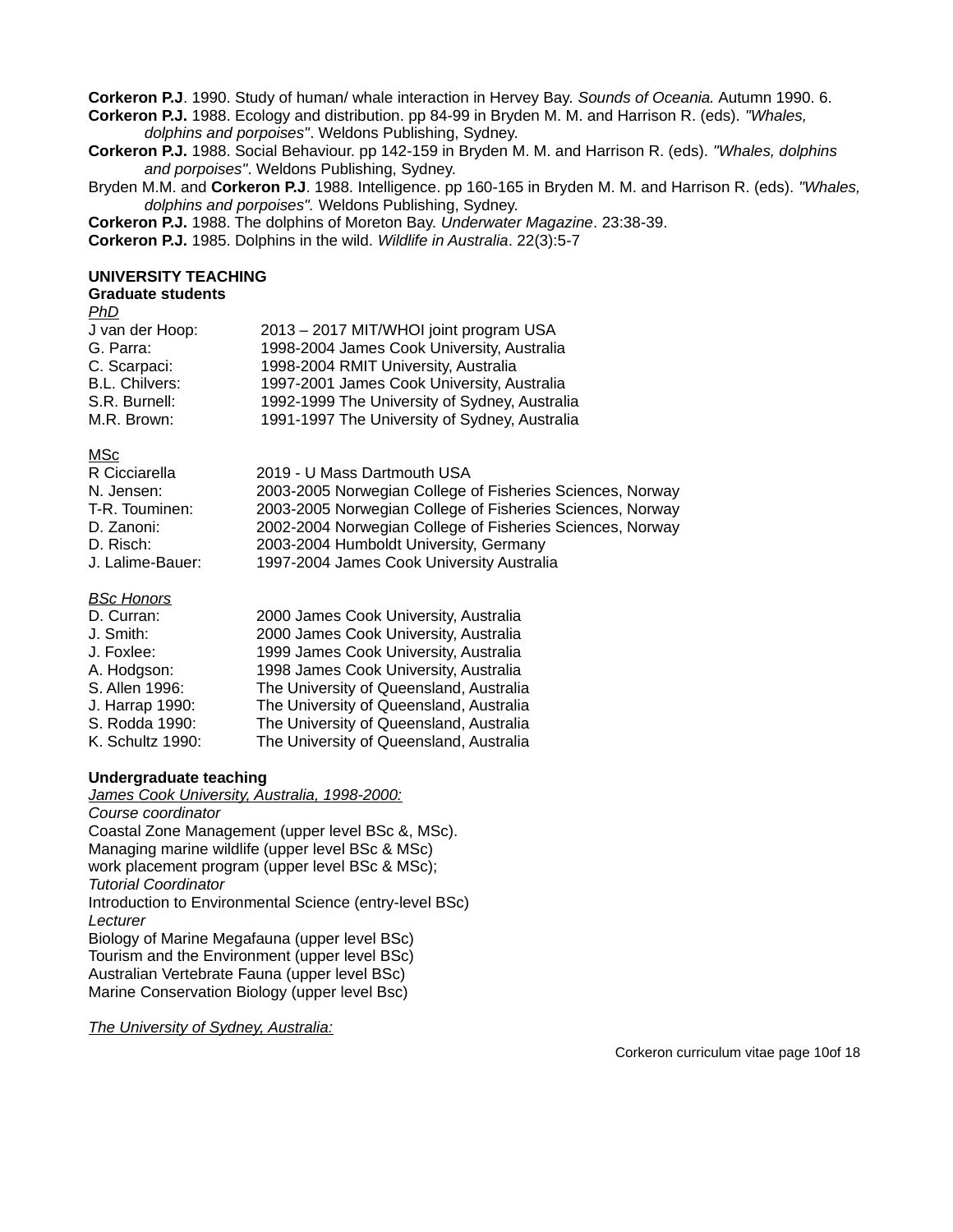**Corkeron P.J**. 1990. Study of human/ whale interaction in Hervey Bay. *Sounds of Oceania.* Autumn 1990. 6.

**Corkeron P.J.** 1988. Ecology and distribution. pp 84-99 in Bryden M. M. and Harrison R. (eds). *"Whales, dolphins and porpoises"*. Weldons Publishing, Sydney.

**Corkeron P.J.** 1988. Social Behaviour. pp 142-159 in Bryden M. M. and Harrison R. (eds). *"Whales, dolphins and porpoises"*. Weldons Publishing, Sydney.

Bryden M.M. and **Corkeron P.J**. 1988. Intelligence. pp 160-165 in Bryden M. M. and Harrison R. (eds). *"Whales, dolphins and porpoises".* Weldons Publishing, Sydney.

**Corkeron P.J.** 1988. The dolphins of Moreton Bay. *Underwater Magazine*. 23:38-39.

**Corkeron P.J.** 1985. Dolphins in the wild. *Wildlife in Australia*. 22(3):5-7

## UNIVERSITY TEACHING

### Graduate students

*PhD*

| | |
|---|---|
| J van der Hoop: | 2013 – 2017 MIT/WHOI joint program USA |
| G. Parra: | 1998-2004 James Cook University, Australia |
| C. Scarpaci: | 1998-2004 RMIT University, Australia |
| B.L. Chilvers: | 1997-2001 James Cook University, Australia |
| S.R. Burnell: | 1992-1999 The University of Sydney, Australia |
| M.R. Brown: | 1991-1997 The University of Sydney, Australia |

MSc

| | |
|---|---|
| R Cicciarella | 2019 - U Mass Dartmouth USA |
| N. Jensen: | 2003-2005 Norwegian College of Fisheries Sciences, Norway |
| T-R. Touminen: | 2003-2005 Norwegian College of Fisheries Sciences, Norway |
| D. Zanoni: | 2002-2004 Norwegian College of Fisheries Sciences, Norway |
| D. Risch: | 2003-2004 Humboldt University, Germany |
| J. Lalime-Bauer: | 1997-2004 James Cook University Australia |

*BSc Honors*

| | |
|---|---|
| D. Curran: | 2000 James Cook University, Australia |
| J. Smith: | 2000 James Cook University, Australia |
| J. Foxlee: | 1999 James Cook University, Australia |
| A. Hodgson: | 1998 James Cook University, Australia |
| S. Allen 1996: | The University of Queensland, Australia |
| J. Harrap 1990: | The University of Queensland, Australia |
| S. Rodda 1990: | The University of Queensland, Australia |
| K. Schultz 1990: | The University of Queensland, Australia |

### Undergraduate teaching

*James Cook University, Australia, 1998-2000:*

*Course coordinator*

Coastal Zone Management (upper level BSc &, MSc).
Managing marine wildlife (upper level BSc & MSc)
work placement program (upper level BSc & MSc);

*Tutorial Coordinator*

Introduction to Environmental Science (entry-level BSc)

*Lecturer*

Biology of Marine Megafauna (upper level BSc)
Tourism and the Environment (upper level BSc)
Australian Vertebrate Fauna (upper level BSc)
Marine Conservation Biology (upper level Bsc)

*The University of Sydney, Australia:*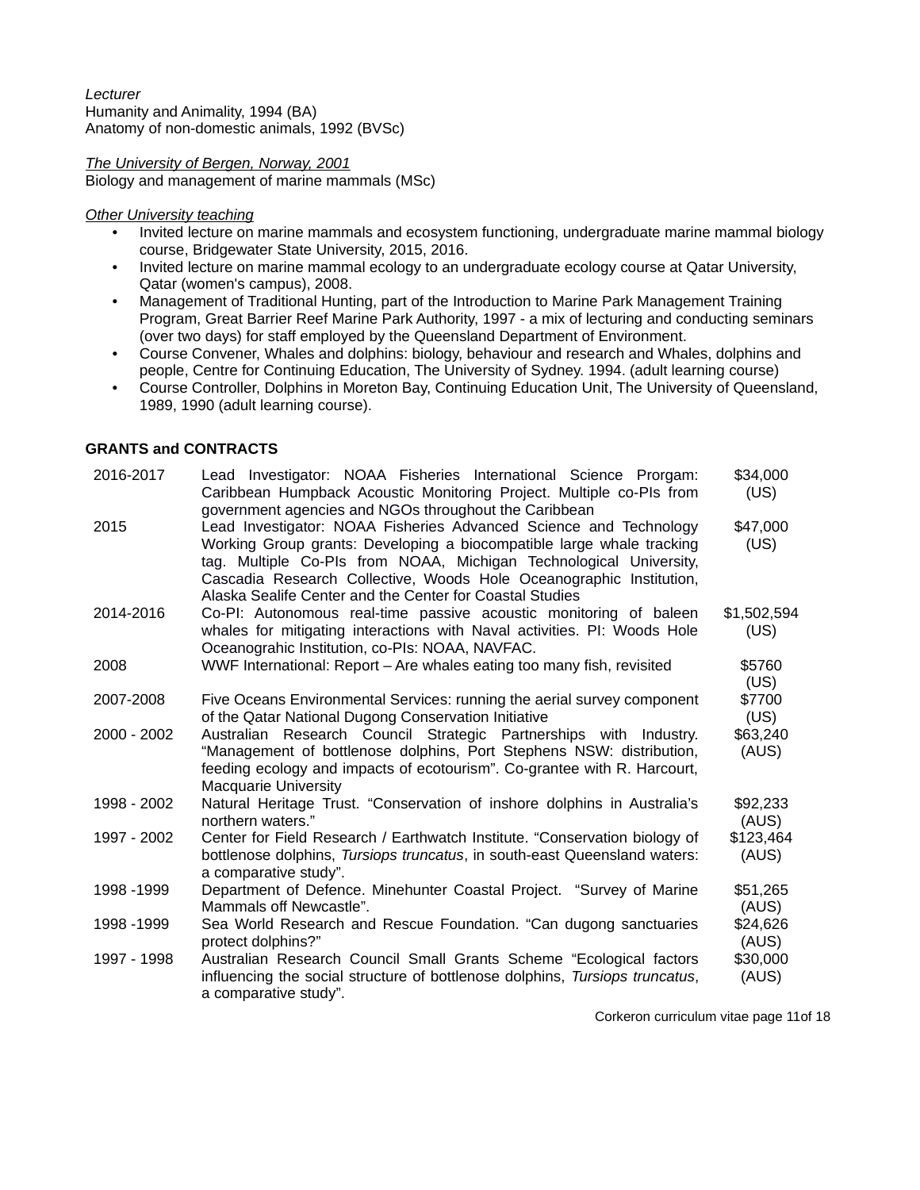*Lecturer*
Humanity and Animality, 1994 (BA)
Anatomy of non-domestic animals, 1992 (BVSc)

*The University of Bergen, Norway, 2001*
Biology and management of marine mammals (MSc)

*Other University teaching*

- Invited lecture on marine mammals and ecosystem functioning, undergraduate marine mammal biology course, Bridgewater State University, 2015, 2016.
- Invited lecture on marine mammal ecology to an undergraduate ecology course at Qatar University, Qatar (women's campus), 2008.
- Management of Traditional Hunting, part of the Introduction to Marine Park Management Training Program, Great Barrier Reef Marine Park Authority, 1997 - a mix of lecturing and conducting seminars (over two days) for staff employed by the Queensland Department of Environment.
- Course Convener, Whales and dolphins: biology, behaviour and research and Whales, dolphins and people, Centre for Continuing Education, The University of Sydney. 1994. (adult learning course)
- Course Controller, Dolphins in Moreton Bay, Continuing Education Unit, The University of Queensland, 1989, 1990 (adult learning course).

**GRANTS and CONTRACTS**

| | | |
|---|---|---|
| 2016-2017 | Lead Investigator: NOAA Fisheries International Science Prorgam: Caribbean Humpback Acoustic Monitoring Project. Multiple co-PIs from government agencies and NGOs throughout the Caribbean | $34,000 (US) |
| 2015 | Lead Investigator: NOAA Fisheries Advanced Science and Technology Working Group grants: Developing a biocompatible large whale tracking tag. Multiple Co-PIs from NOAA, Michigan Technological University, Cascadia Research Collective, Woods Hole Oceanographic Institution, Alaska Sealife Center and the Center for Coastal Studies | $47,000 (US) |
| 2014-2016 | Co-PI: Autonomous real-time passive acoustic monitoring of baleen whales for mitigating interactions with Naval activities. PI: Woods Hole Oceanograhic Institution, co-PIs: NOAA, NAVFAC. | $1,502,594 (US) |
| 2008 | WWF International: Report – Are whales eating too many fish, revisited | $5760 (US) |
| 2007-2008 | Five Oceans Environmental Services: running the aerial survey component of the Qatar National Dugong Conservation Initiative | $7700 (US) |
| 2000 - 2002 | Australian Research Council Strategic Partnerships with Industry. "Management of bottlenose dolphins, Port Stephens NSW: distribution, feeding ecology and impacts of ecotourism". Co-grantee with R. Harcourt, Macquarie University | $63,240 (AUS) |
| 1998 - 2002 | Natural Heritage Trust. "Conservation of inshore dolphins in Australia's northern waters." | $92,233 (AUS) |
| 1997 - 2002 | Center for Field Research / Earthwatch Institute. "Conservation biology of bottlenose dolphins, *Tursiops truncatus*, in south-east Queensland waters: a comparative study". | $123,464 (AUS) |
| 1998 -1999 | Department of Defence. Minehunter Coastal Project. "Survey of Marine Mammals off Newcastle". | $51,265 (AUS) |
| 1998 -1999 | Sea World Research and Rescue Foundation. "Can dugong sanctuaries protect dolphins?" | $24,626 (AUS) |
| 1997 - 1998 | Australian Research Council Small Grants Scheme "Ecological factors influencing the social structure of bottlenose dolphins, *Tursiops truncatus*, a comparative study". | $30,000 (AUS) |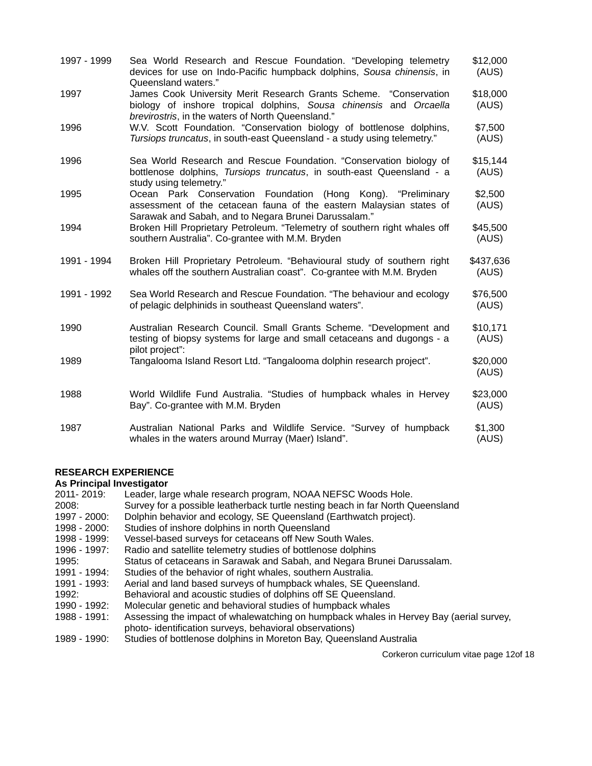| | | |
|---|---|---|
| 1997 - 1999 | Sea World Research and Rescue Foundation. "Developing telemetry devices for use on Indo-Pacific humpback dolphins, *Sousa chinensis*, in Queensland waters." | $12,000 (AUS) |
| 1997 | James Cook University Merit Research Grants Scheme. "Conservation biology of inshore tropical dolphins, *Sousa chinensis* and *Orcaella brevirostris*, in the waters of North Queensland." | $18,000 (AUS) |
| 1996 | W.V. Scott Foundation. "Conservation biology of bottlenose dolphins, *Tursiops truncatus*, in south-east Queensland - a study using telemetry." | $7,500 (AUS) |
| 1996 | Sea World Research and Rescue Foundation. "Conservation biology of bottlenose dolphins, *Tursiops truncatus*, in south-east Queensland - a study using telemetry." | $15,144 (AUS) |
| 1995 | Ocean Park Conservation Foundation (Hong Kong). "Preliminary assessment of the cetacean fauna of the eastern Malaysian states of Sarawak and Sabah, and to Negara Brunei Darussalam." | $2,500 (AUS) |
| 1994 | Broken Hill Proprietary Petroleum. "Telemetry of southern right whales off southern Australia". Co-grantee with M.M. Bryden | $45,500 (AUS) |
| 1991 - 1994 | Broken Hill Proprietary Petroleum. "Behavioural study of southern right whales off the southern Australian coast". Co-grantee with M.M. Bryden | $437,636 (AUS) |
| 1991 - 1992 | Sea World Research and Rescue Foundation. "The behaviour and ecology of pelagic delphinids in southeast Queensland waters". | $76,500 (AUS) |
| 1990 | Australian Research Council. Small Grants Scheme. "Development and testing of biopsy systems for large and small cetaceans and dugongs - a pilot project": | $10,171 (AUS) |
| 1989 | Tangalooma Island Resort Ltd. "Tangalooma dolphin research project". | $20,000 (AUS) |
| 1988 | World Wildlife Fund Australia. "Studies of humpback whales in Hervey Bay". Co-grantee with M.M. Bryden | $23,000 (AUS) |
| 1987 | Australian National Parks and Wildlife Service. "Survey of humpback whales in the waters around Murray (Maer) Island". | $1,300 (AUS) |

**RESEARCH EXPERIENCE**

**As Principal Investigator**

2011- 2019: Leader, large whale research program, NOAA NEFSC Woods Hole.
2008: Survey for a possible leatherback turtle nesting beach in far North Queensland
1997 - 2000: Dolphin behavior and ecology, SE Queensland (Earthwatch project).
1998 - 2000: Studies of inshore dolphins in north Queensland
1998 - 1999: Vessel-based surveys for cetaceans off New South Wales.
1996 - 1997: Radio and satellite telemetry studies of bottlenose dolphins
1995: Status of cetaceans in Sarawak and Sabah, and Negara Brunei Darussalam.
1991 - 1994: Studies of the behavior of right whales, southern Australia.
1991 - 1993: Aerial and land based surveys of humpback whales, SE Queensland.
1992: Behavioral and acoustic studies of dolphins off SE Queensland.
1990 - 1992: Molecular genetic and behavioral studies of humpback whales
1988 - 1991: Assessing the impact of whalewatching on humpback whales in Hervey Bay (aerial survey, photo- identification surveys, behavioral observations)
1989 - 1990: Studies of bottlenose dolphins in Moreton Bay, Queensland Australia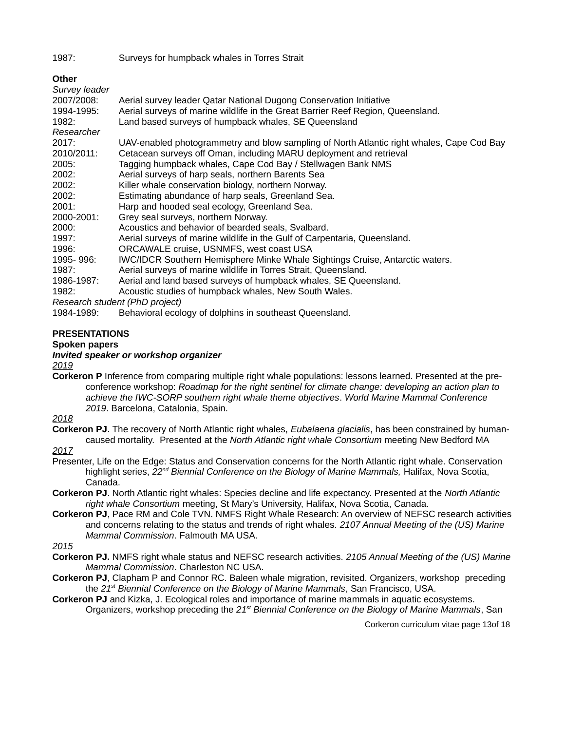1987: Surveys for humpback whales in Torres Strait

**Other**

*Survey leader*

2007/2008: Aerial survey leader Qatar National Dugong Conservation Initiative
1994-1995: Aerial surveys of marine wildlife in the Great Barrier Reef Region, Queensland.
1982: Land based surveys of humpback whales, SE Queensland

*Researcher*

2017: UAV-enabled photogrammetry and blow sampling of North Atlantic right whales, Cape Cod Bay
2010/2011: Cetacean surveys off Oman, including MARU deployment and retrieval
2005: Tagging humpback whales, Cape Cod Bay / Stellwagen Bank NMS
2002: Aerial surveys of harp seals, northern Barents Sea
2002: Killer whale conservation biology, northern Norway.
2002: Estimating abundance of harp seals, Greenland Sea.
2001: Harp and hooded seal ecology, Greenland Sea.
2000-2001: Grey seal surveys, northern Norway.
2000: Acoustics and behavior of bearded seals, Svalbard.
1997: Aerial surveys of marine wildlife in the Gulf of Carpentaria, Queensland.
1996: ORCAWALE cruise, USNMFS, west coast USA
1995- 996: IWC/IDCR Southern Hemisphere Minke Whale Sightings Cruise, Antarctic waters.
1987: Aerial surveys of marine wildlife in Torres Strait, Queensland.
1986-1987: Aerial and land based surveys of humpback whales, SE Queensland.
1982: Acoustic studies of humpback whales, New South Wales.

*Research student (PhD project)*

1984-1989: Behavioral ecology of dolphins in southeast Queensland.

**PRESENTATIONS**

**Spoken papers**

***Invited speaker or workshop organizer***

2019

**Corkeron P** Inference from comparing multiple right whale populations: lessons learned. Presented at the pre-conference workshop: *Roadmap for the right sentinel for climate change: developing an action plan to achieve the IWC-SORP southern right whale theme objectives*. *World Marine Mammal Conference 2019*. Barcelona, Catalonia, Spain.

2018

**Corkeron PJ**. The recovery of North Atlantic right whales, *Eubalaena glacialis*, has been constrained by human-caused mortality. Presented at the *North Atlantic right whale Consortium* meeting New Bedford MA

2017

Presenter, Life on the Edge: Status and Conservation concerns for the North Atlantic right whale. Conservation highlight series, *22nd Biennial Conference on the Biology of Marine Mammals,* Halifax, Nova Scotia, Canada.

**Corkeron PJ**. North Atlantic right whales: Species decline and life expectancy. Presented at the *North Atlantic right whale Consortium* meeting, St Mary's University, Halifax, Nova Scotia, Canada.

**Corkeron PJ**, Pace RM and Cole TVN. NMFS Right Whale Research: An overview of NEFSC research activities and concerns relating to the status and trends of right whales. *2107 Annual Meeting of the (US) Marine Mammal Commission*. Falmouth MA USA.

2015

**Corkeron PJ.** NMFS right whale status and NEFSC research activities. *2105 Annual Meeting of the (US) Marine Mammal Commission*. Charleston NC USA.

**Corkeron PJ**, Clapham P and Connor RC. Baleen whale migration, revisited. Organizers, workshop preceding the *21st Biennial Conference on the Biology of Marine Mammals*, San Francisco, USA.

**Corkeron PJ** and Kizka, J. Ecological roles and importance of marine mammals in aquatic ecosystems. Organizers, workshop preceding the *21st Biennial Conference on the Biology of Marine Mammals*, San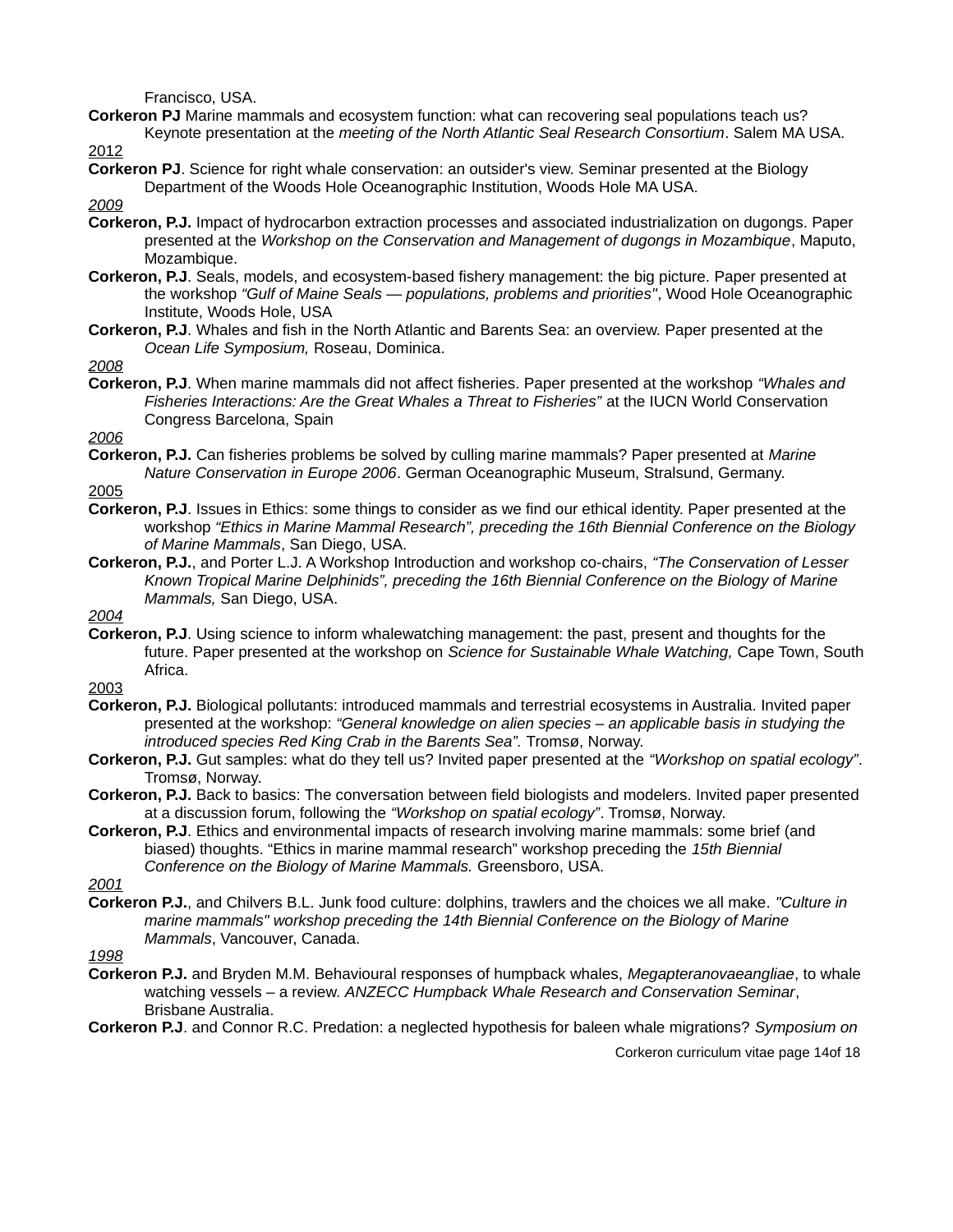Francisco, USA.

**Corkeron PJ** Marine mammals and ecosystem function: what can recovering seal populations teach us? Keynote presentation at the *meeting of the North Atlantic Seal Research Consortium*. Salem MA USA.

2012

**Corkeron PJ**. Science for right whale conservation: an outsider's view. Seminar presented at the Biology Department of the Woods Hole Oceanographic Institution, Woods Hole MA USA.

*2009*

**Corkeron, P.J.** Impact of hydrocarbon extraction processes and associated industrialization on dugongs. Paper presented at the *Workshop on the Conservation and Management of dugongs in Mozambique*, Maputo, Mozambique.

**Corkeron, P.J**. Seals, models, and ecosystem-based fishery management: the big picture. Paper presented at the workshop *"Gulf of Maine Seals — populations, problems and priorities"*, Wood Hole Oceanographic Institute, Woods Hole, USA

**Corkeron, P.J**. Whales and fish in the North Atlantic and Barents Sea: an overview. Paper presented at the *Ocean Life Symposium,* Roseau, Dominica.

*2008*

**Corkeron, P.J**. When marine mammals did not affect fisheries. Paper presented at the workshop *"Whales and Fisheries Interactions: Are the Great Whales a Threat to Fisheries"* at the IUCN World Conservation Congress Barcelona, Spain

*2006*

**Corkeron, P.J.** Can fisheries problems be solved by culling marine mammals? Paper presented at *Marine Nature Conservation in Europe 2006*. German Oceanographic Museum, Stralsund, Germany.

2005

**Corkeron, P.J**. Issues in Ethics: some things to consider as we find our ethical identity. Paper presented at the workshop *"Ethics in Marine Mammal Research", preceding the 16th Biennial Conference on the Biology of Marine Mammals*, San Diego, USA.

**Corkeron, P.J.**, and Porter L.J. A Workshop Introduction and workshop co-chairs, *"The Conservation of Lesser Known Tropical Marine Delphinids", preceding the 16th Biennial Conference on the Biology of Marine Mammals,* San Diego, USA.

*2004*

**Corkeron, P.J**. Using science to inform whalewatching management: the past, present and thoughts for the future. Paper presented at the workshop on *Science for Sustainable Whale Watching,* Cape Town, South Africa.

2003

**Corkeron, P.J.** Biological pollutants: introduced mammals and terrestrial ecosystems in Australia. Invited paper presented at the workshop: *"General knowledge on alien species – an applicable basis in studying the introduced species Red King Crab in the Barents Sea".* Tromsø, Norway.

**Corkeron, P.J.** Gut samples: what do they tell us? Invited paper presented at the *"Workshop on spatial ecology"*. Tromsø, Norway.

**Corkeron, P.J.** Back to basics: The conversation between field biologists and modelers. Invited paper presented at a discussion forum, following the *"Workshop on spatial ecology"*. Tromsø, Norway.

**Corkeron, P.J**. Ethics and environmental impacts of research involving marine mammals: some brief (and biased) thoughts. "Ethics in marine mammal research" workshop preceding the *15th Biennial Conference on the Biology of Marine Mammals.* Greensboro, USA.

*2001*

**Corkeron P.J.**, and Chilvers B.L. Junk food culture: dolphins, trawlers and the choices we all make. *"Culture in marine mammals" workshop preceding the 14th Biennial Conference on the Biology of Marine Mammals*, Vancouver, Canada.

*1998*

**Corkeron P.J.** and Bryden M.M. Behavioural responses of humpback whales, *Megapteranovaeangliae*, to whale watching vessels – a review. *ANZECC Humpback Whale Research and Conservation Seminar*, Brisbane Australia.

**Corkeron P.J**. and Connor R.C. Predation: a neglected hypothesis for baleen whale migrations? *Symposium on*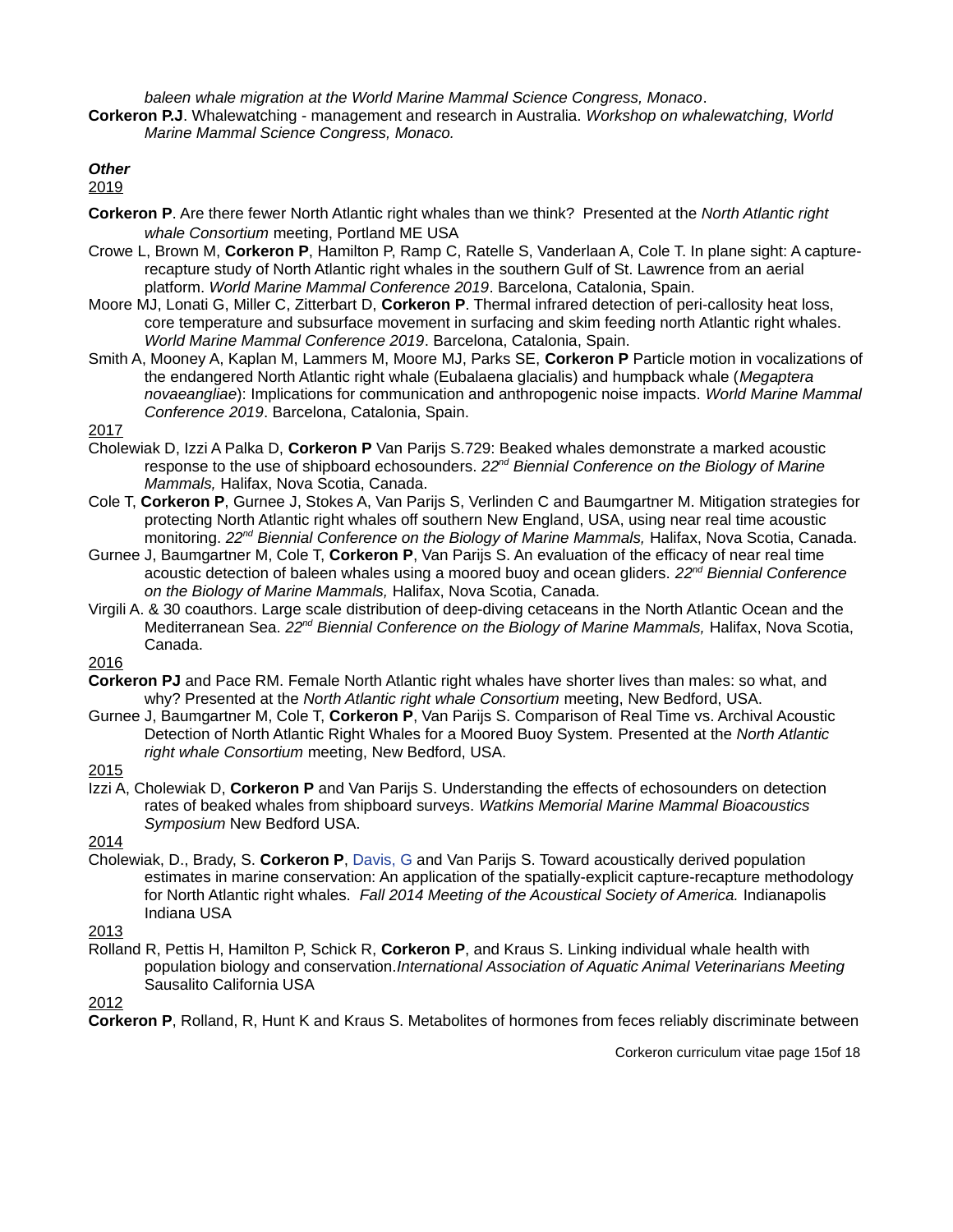*baleen whale migration at the World Marine Mammal Science Congress, Monaco*.

**Corkeron P.J**. Whalewatching - management and research in Australia. *Workshop on whalewatching, World Marine Mammal Science Congress, Monaco.*

***Other***

2019

**Corkeron P**. Are there fewer North Atlantic right whales than we think? Presented at the *North Atlantic right whale Consortium* meeting, Portland ME USA

Crowe L, Brown M, **Corkeron P**, Hamilton P, Ramp C, Ratelle S, Vanderlaan A, Cole T. In plane sight: A capture-recapture study of North Atlantic right whales in the southern Gulf of St. Lawrence from an aerial platform. *World Marine Mammal Conference 2019*. Barcelona, Catalonia, Spain.

Moore MJ, Lonati G, Miller C, Zitterbart D, **Corkeron P**. Thermal infrared detection of peri-callosity heat loss, core temperature and subsurface movement in surfacing and skim feeding north Atlantic right whales. *World Marine Mammal Conference 2019*. Barcelona, Catalonia, Spain.

Smith A, Mooney A, Kaplan M, Lammers M, Moore MJ, Parks SE, **Corkeron P** Particle motion in vocalizations of the endangered North Atlantic right whale (Eubalaena glacialis) and humpback whale (*Megaptera novaeangliae*): Implications for communication and anthropogenic noise impacts. *World Marine Mammal Conference 2019*. Barcelona, Catalonia, Spain.

2017

Cholewiak D, Izzi A Palka D, **Corkeron P** Van Parijs S.729: Beaked whales demonstrate a marked acoustic response to the use of shipboard echosounders. *22nd Biennial Conference on the Biology of Marine Mammals,* Halifax, Nova Scotia, Canada.

Cole T, **Corkeron P**, Gurnee J, Stokes A, Van Parijs S, Verlinden C and Baumgartner M. Mitigation strategies for protecting North Atlantic right whales off southern New England, USA, using near real time acoustic monitoring. *22nd Biennial Conference on the Biology of Marine Mammals,* Halifax, Nova Scotia, Canada.

Gurnee J, Baumgartner M, Cole T, **Corkeron P**, Van Parijs S. An evaluation of the efficacy of near real time acoustic detection of baleen whales using a moored buoy and ocean gliders. *22nd Biennial Conference on the Biology of Marine Mammals,* Halifax, Nova Scotia, Canada.

Virgili A. & 30 coauthors. Large scale distribution of deep-diving cetaceans in the North Atlantic Ocean and the Mediterranean Sea. *22nd Biennial Conference on the Biology of Marine Mammals,* Halifax, Nova Scotia, Canada.

2016

**Corkeron PJ** and Pace RM. Female North Atlantic right whales have shorter lives than males: so what, and why? Presented at the *North Atlantic right whale Consortium* meeting, New Bedford, USA.

Gurnee J, Baumgartner M, Cole T, **Corkeron P**, Van Parijs S. Comparison of Real Time vs. Archival Acoustic Detection of North Atlantic Right Whales for a Moored Buoy System. Presented at the *North Atlantic right whale Consortium* meeting, New Bedford, USA.

2015

Izzi A, Cholewiak D, **Corkeron P** and Van Parijs S. Understanding the effects of echosounders on detection rates of beaked whales from shipboard surveys. *Watkins Memorial Marine Mammal Bioacoustics Symposium* New Bedford USA.

2014

Cholewiak, D., Brady, S. **Corkeron P**, Davis, G and Van Parijs S. Toward acoustically derived population estimates in marine conservation: An application of the spatially-explicit capture-recapture methodology for North Atlantic right whales. *Fall 2014 Meeting of the Acoustical Society of America.* Indianapolis Indiana USA

2013

Rolland R, Pettis H, Hamilton P, Schick R, **Corkeron P**, and Kraus S. Linking individual whale health with population biology and conservation.*International Association of Aquatic Animal Veterinarians Meeting* Sausalito California USA

2012

**Corkeron P**, Rolland, R, Hunt K and Kraus S. Metabolites of hormones from feces reliably discriminate between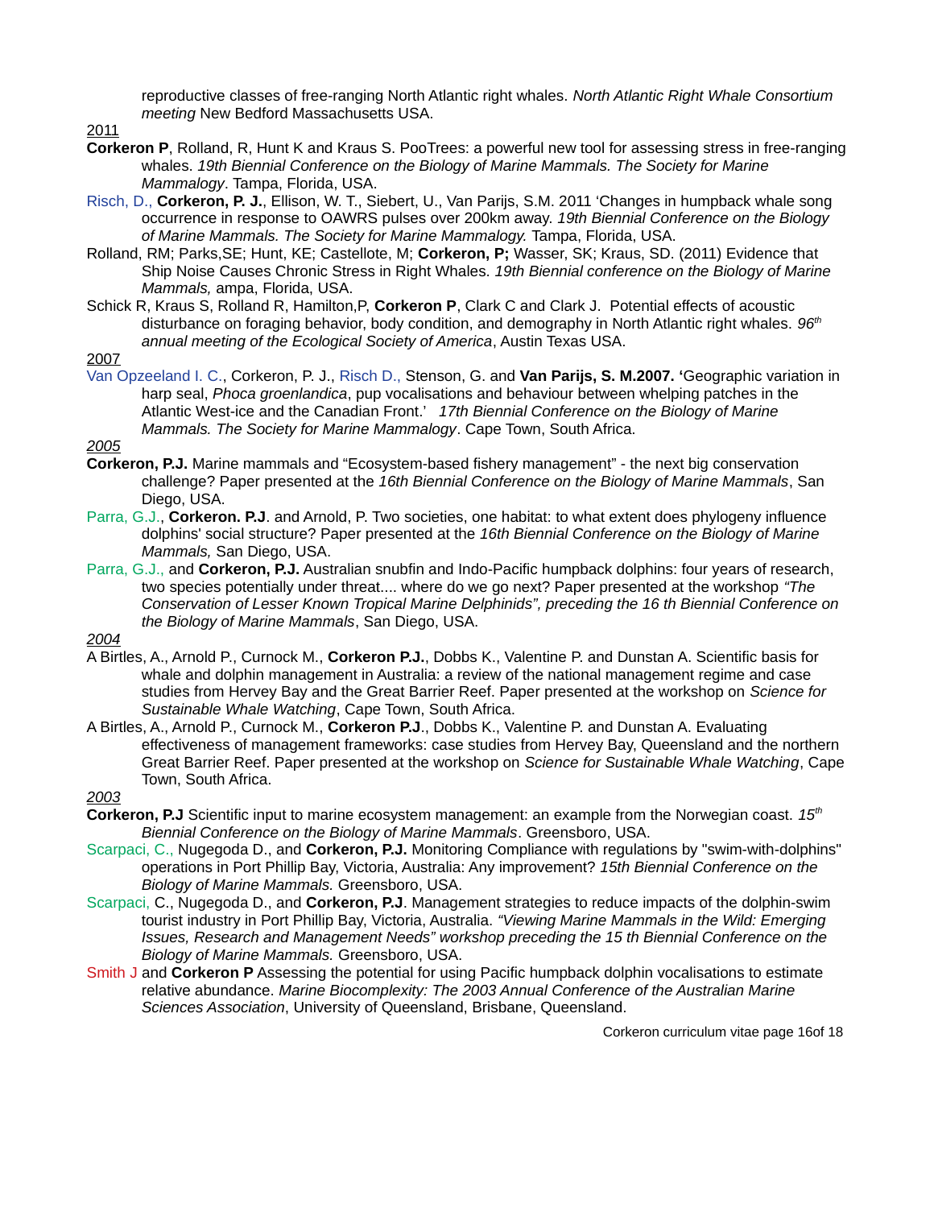reproductive classes of free-ranging North Atlantic right whales. *North Atlantic Right Whale Consortium meeting* New Bedford Massachusetts USA.

2011

**Corkeron P**, Rolland, R, Hunt K and Kraus S. PooTrees: a powerful new tool for assessing stress in free-ranging whales. *19th Biennial Conference on the Biology of Marine Mammals. The Society for Marine Mammalogy*. Tampa, Florida, USA.

Risch, D., **Corkeron, P. J.**, Ellison, W. T., Siebert, U., Van Parijs, S.M. 2011 'Changes in humpback whale song occurrence in response to OAWRS pulses over 200km away. *19th Biennial Conference on the Biology of Marine Mammals. The Society for Marine Mammalogy.* Tampa, Florida, USA.

Rolland, RM; Parks,SE; Hunt, KE; Castellote, M; **Corkeron, P;** Wasser, SK; Kraus, SD. (2011) Evidence that Ship Noise Causes Chronic Stress in Right Whales. *19th Biennial conference on the Biology of Marine Mammals,* ampa, Florida, USA.

Schick R, Kraus S, Rolland R, Hamilton,P, **Corkeron P**, Clark C and Clark J. Potential effects of acoustic disturbance on foraging behavior, body condition, and demography in North Atlantic right whales. *96th annual meeting of the Ecological Society of America*, Austin Texas USA.

2007

Van Opzeeland I. C., Corkeron, P. J., Risch D., Stenson, G. and **Van Parijs, S. M.2007. '**Geographic variation in harp seal, *Phoca groenlandica*, pup vocalisations and behaviour between whelping patches in the Atlantic West-ice and the Canadian Front.' *17th Biennial Conference on the Biology of Marine Mammals. The Society for Marine Mammalogy*. Cape Town, South Africa.

*2005*

**Corkeron, P.J.** Marine mammals and "Ecosystem-based fishery management" - the next big conservation challenge? Paper presented at the *16th Biennial Conference on the Biology of Marine Mammals*, San Diego, USA.

Parra, G.J., **Corkeron. P.J**. and Arnold, P. Two societies, one habitat: to what extent does phylogeny influence dolphins' social structure? Paper presented at the *16th Biennial Conference on the Biology of Marine Mammals,* San Diego, USA.

Parra, G.J., and **Corkeron, P.J.** Australian snubfin and Indo-Pacific humpback dolphins: four years of research, two species potentially under threat.... where do we go next? Paper presented at the workshop *"The Conservation of Lesser Known Tropical Marine Delphinids", preceding the 16 th Biennial Conference on the Biology of Marine Mammals*, San Diego, USA.

*2004*

A Birtles, A., Arnold P., Curnock M., **Corkeron P.J.**, Dobbs K., Valentine P. and Dunstan A. Scientific basis for whale and dolphin management in Australia: a review of the national management regime and case studies from Hervey Bay and the Great Barrier Reef. Paper presented at the workshop on *Science for Sustainable Whale Watching*, Cape Town, South Africa.

A Birtles, A., Arnold P., Curnock M., **Corkeron P.J**., Dobbs K., Valentine P. and Dunstan A. Evaluating effectiveness of management frameworks: case studies from Hervey Bay, Queensland and the northern Great Barrier Reef. Paper presented at the workshop on *Science for Sustainable Whale Watching*, Cape Town, South Africa.

*2003*

**Corkeron, P.J** Scientific input to marine ecosystem management: an example from the Norwegian coast. *15th Biennial Conference on the Biology of Marine Mammals*. Greensboro, USA.

Scarpaci, C., Nugegoda D., and **Corkeron, P.J.** Monitoring Compliance with regulations by "swim-with-dolphins" operations in Port Phillip Bay, Victoria, Australia: Any improvement? *15th Biennial Conference on the Biology of Marine Mammals.* Greensboro, USA.

Scarpaci, C., Nugegoda D., and **Corkeron, P.J**. Management strategies to reduce impacts of the dolphin-swim tourist industry in Port Phillip Bay, Victoria, Australia. *"Viewing Marine Mammals in the Wild: Emerging Issues, Research and Management Needs" workshop preceding the 15 th Biennial Conference on the Biology of Marine Mammals.* Greensboro, USA.

Smith J and **Corkeron P** Assessing the potential for using Pacific humpback dolphin vocalisations to estimate relative abundance. *Marine Biocomplexity: The 2003 Annual Conference of the Australian Marine Sciences Association*, University of Queensland, Brisbane, Queensland.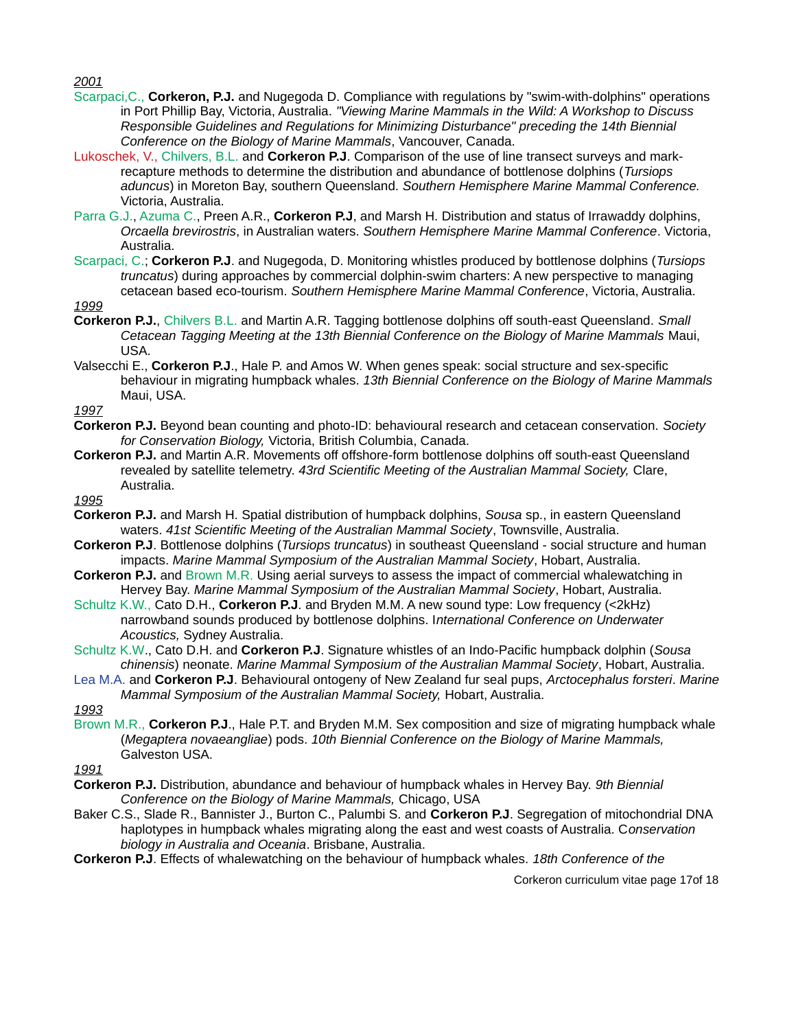*2001*

Scarpaci,C., **Corkeron, P.J.** and Nugegoda D. Compliance with regulations by "swim-with-dolphins" operations in Port Phillip Bay, Victoria, Australia. *"Viewing Marine Mammals in the Wild: A Workshop to Discuss Responsible Guidelines and Regulations for Minimizing Disturbance" preceding the 14th Biennial Conference on the Biology of Marine Mammals*, Vancouver, Canada.

Lukoschek, V., Chilvers, B.L. and **Corkeron P.J**. Comparison of the use of line transect surveys and mark-recapture methods to determine the distribution and abundance of bottlenose dolphins (*Tursiops aduncus*) in Moreton Bay, southern Queensland. *Southern Hemisphere Marine Mammal Conference.* Victoria, Australia.

Parra G.J., Azuma C., Preen A.R., **Corkeron P.J**, and Marsh H. Distribution and status of Irrawaddy dolphins, *Orcaella brevirostris*, in Australian waters. *Southern Hemisphere Marine Mammal Conference*. Victoria, Australia.

Scarpaci, C.; **Corkeron P.J**. and Nugegoda, D. Monitoring whistles produced by bottlenose dolphins (*Tursiops truncatus*) during approaches by commercial dolphin-swim charters: A new perspective to managing cetacean based eco-tourism. *Southern Hemisphere Marine Mammal Conference*, Victoria, Australia.

*1999*

**Corkeron P.J.**, Chilvers B.L. and Martin A.R. Tagging bottlenose dolphins off south-east Queensland. *Small Cetacean Tagging Meeting at the 13th Biennial Conference on the Biology of Marine Mammals* Maui, USA.

Valsecchi E., **Corkeron P.J**., Hale P. and Amos W. When genes speak: social structure and sex-specific behaviour in migrating humpback whales. *13th Biennial Conference on the Biology of Marine Mammals* Maui, USA.

*1997*

**Corkeron P.J.** Beyond bean counting and photo-ID: behavioural research and cetacean conservation. *Society for Conservation Biology,* Victoria, British Columbia, Canada.

**Corkeron P.J.** and Martin A.R. Movements off offshore-form bottlenose dolphins off south-east Queensland revealed by satellite telemetry. *43rd Scientific Meeting of the Australian Mammal Society,* Clare, Australia.

*1995*

**Corkeron P.J.** and Marsh H. Spatial distribution of humpback dolphins, *Sousa* sp., in eastern Queensland waters. *41st Scientific Meeting of the Australian Mammal Society*, Townsville, Australia.

**Corkeron P.J**. Bottlenose dolphins (*Tursiops truncatus*) in southeast Queensland - social structure and human impacts. *Marine Mammal Symposium of the Australian Mammal Society*, Hobart, Australia.

**Corkeron P.J.** and Brown M.R. Using aerial surveys to assess the impact of commercial whalewatching in Hervey Bay. *Marine Mammal Symposium of the Australian Mammal Society*, Hobart, Australia.

Schultz K.W., Cato D.H., **Corkeron P.J**. and Bryden M.M. A new sound type: Low frequency (<2kHz) narrowband sounds produced by bottlenose dolphins. I*nternational Conference on Underwater Acoustics,* Sydney Australia.

Schultz K.W., Cato D.H. and **Corkeron P.J**. Signature whistles of an Indo-Pacific humpback dolphin (*Sousa chinensis*) neonate. *Marine Mammal Symposium of the Australian Mammal Society*, Hobart, Australia.

Lea M.A. and **Corkeron P.J**. Behavioural ontogeny of New Zealand fur seal pups, *Arctocephalus forsteri*. *Marine Mammal Symposium of the Australian Mammal Society,* Hobart, Australia.

*1993*

Brown M.R., **Corkeron P.J**., Hale P.T. and Bryden M.M. Sex composition and size of migrating humpback whale (*Megaptera novaeangliae*) pods. *10th Biennial Conference on the Biology of Marine Mammals,* Galveston USA.

*1991*

**Corkeron P.J.** Distribution, abundance and behaviour of humpback whales in Hervey Bay. *9th Biennial Conference on the Biology of Marine Mammals,* Chicago, USA

Baker C.S., Slade R., Bannister J., Burton C., Palumbi S. and **Corkeron P.J**. Segregation of mitochondrial DNA haplotypes in humpback whales migrating along the east and west coasts of Australia. C*onservation biology in Australia and Oceania*. Brisbane, Australia.

**Corkeron P.J**. Effects of whalewatching on the behaviour of humpback whales. *18th Conference of the*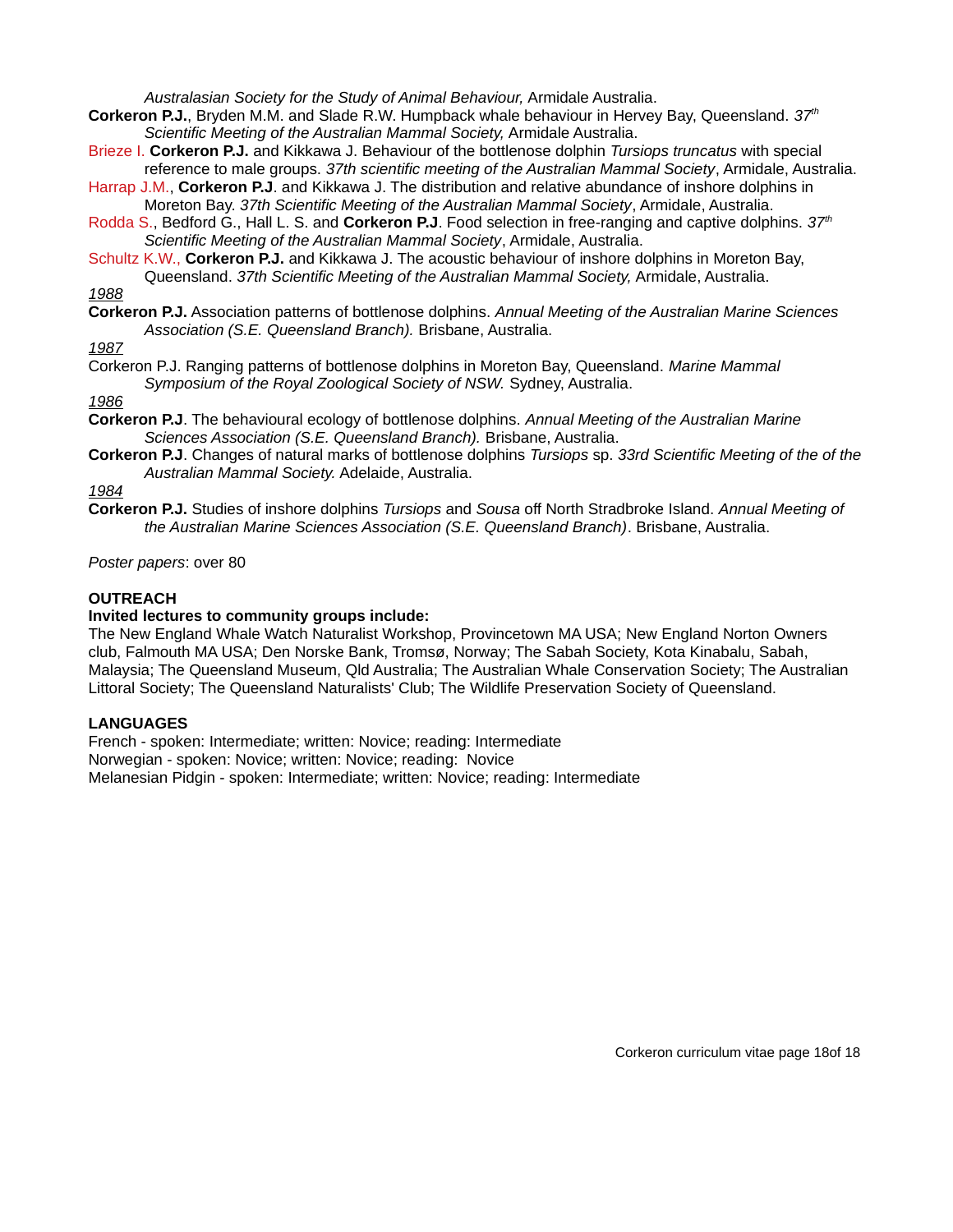*Australasian Society for the Study of Animal Behaviour,* Armidale Australia.

**Corkeron P.J.**, Bryden M.M. and Slade R.W. Humpback whale behaviour in Hervey Bay, Queensland. *37th Scientific Meeting of the Australian Mammal Society,* Armidale Australia.

Brieze I. **Corkeron P.J.** and Kikkawa J. Behaviour of the bottlenose dolphin *Tursiops truncatus* with special reference to male groups. *37th scientific meeting of the Australian Mammal Society*, Armidale, Australia.

Harrap J.M., **Corkeron P.J**. and Kikkawa J. The distribution and relative abundance of inshore dolphins in Moreton Bay. *37th Scientific Meeting of the Australian Mammal Society*, Armidale, Australia.

Rodda S., Bedford G., Hall L. S. and **Corkeron P.J**. Food selection in free-ranging and captive dolphins. *37th Scientific Meeting of the Australian Mammal Society*, Armidale, Australia.

Schultz K.W., **Corkeron P.J.** and Kikkawa J. The acoustic behaviour of inshore dolphins in Moreton Bay, Queensland. *37th Scientific Meeting of the Australian Mammal Society,* Armidale, Australia.

*1988*

**Corkeron P.J.** Association patterns of bottlenose dolphins. *Annual Meeting of the Australian Marine Sciences Association (S.E. Queensland Branch).* Brisbane, Australia.

*1987*

Corkeron P.J. Ranging patterns of bottlenose dolphins in Moreton Bay, Queensland. *Marine Mammal Symposium of the Royal Zoological Society of NSW.* Sydney, Australia.

*1986*

**Corkeron P.J**. The behavioural ecology of bottlenose dolphins. *Annual Meeting of the Australian Marine Sciences Association (S.E. Queensland Branch).* Brisbane, Australia.

**Corkeron P.J**. Changes of natural marks of bottlenose dolphins *Tursiops* sp. *33rd Scientific Meeting of the of the Australian Mammal Society.* Adelaide, Australia.

*1984*

**Corkeron P.J.** Studies of inshore dolphins *Tursiops* and *Sousa* off North Stradbroke Island. *Annual Meeting of the Australian Marine Sciences Association (S.E. Queensland Branch)*. Brisbane, Australia.

*Poster papers*: over 80

**OUTREACH**

**Invited lectures to community groups include:**

The New England Whale Watch Naturalist Workshop, Provincetown MA USA; New England Norton Owners club, Falmouth MA USA; Den Norske Bank, Tromsø, Norway; The Sabah Society, Kota Kinabalu, Sabah, Malaysia; The Queensland Museum, Qld Australia; The Australian Whale Conservation Society; The Australian Littoral Society; The Queensland Naturalists' Club; The Wildlife Preservation Society of Queensland.

**LANGUAGES**

French - spoken: Intermediate; written: Novice; reading: Intermediate
Norwegian - spoken: Novice; written: Novice; reading: Novice
Melanesian Pidgin - spoken: Intermediate; written: Novice; reading: Intermediate